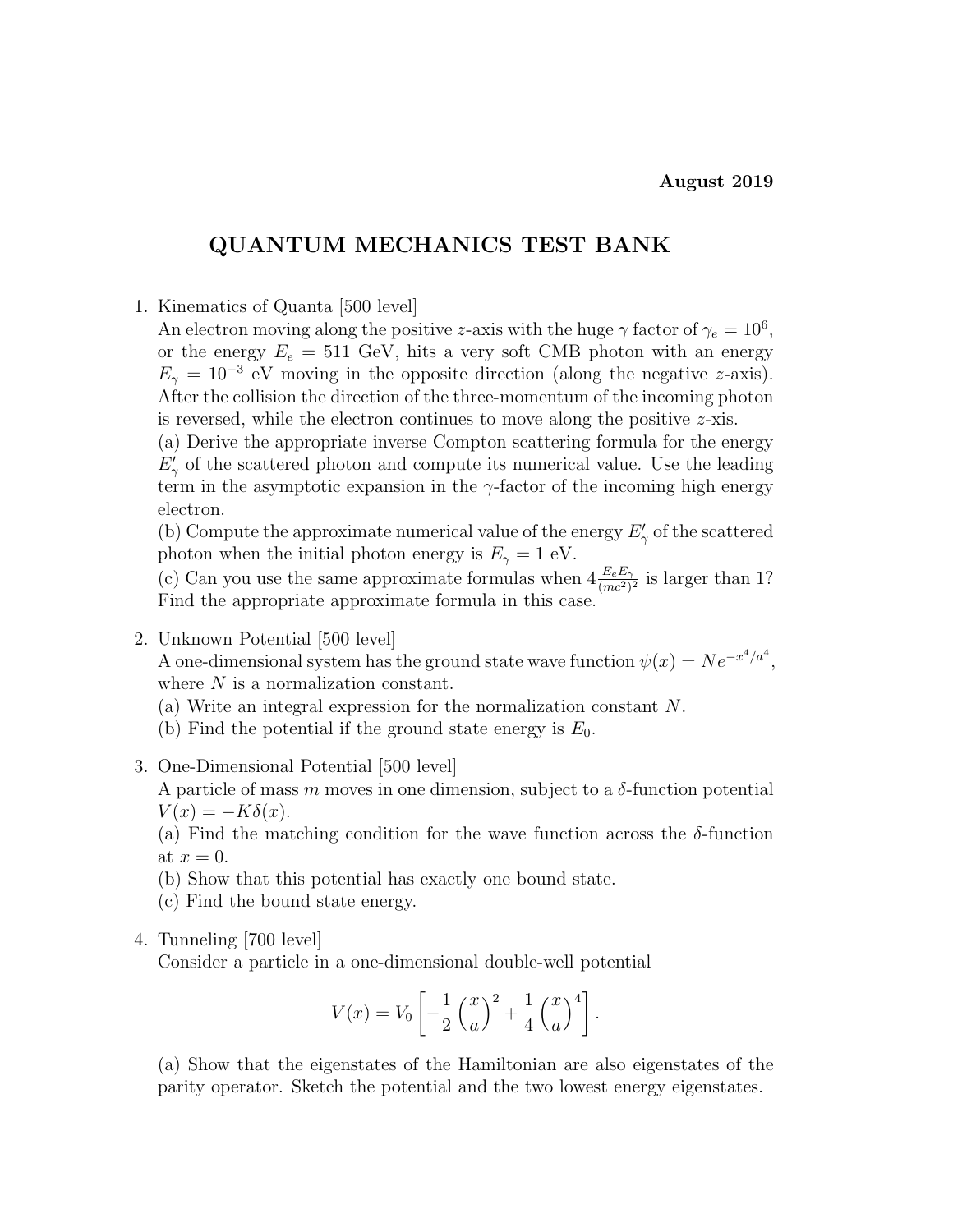**August 2019**

# QUANTUM MECHANICS TEST BANK

1. Kinematics of Quanta [500 level]
   An electron moving along the positive $z$-axis with the huge $\gamma$ factor of $\gamma_e = 10^6$, or the energy $E_e = 511$ GeV, hits a very soft CMB photon with an energy $E_\gamma = 10^{-3}$ eV moving in the opposite direction (along the negative $z$-axis). After the collision the direction of the three-momentum of the incoming photon is reversed, while the electron continues to move along the positive $z$-xis.
   (a) Derive the appropriate inverse Compton scattering formula for the energy $E'_\gamma$ of the scattered photon and compute its numerical value. Use the leading term in the asymptotic expansion in the $\gamma$-factor of the incoming high energy electron.
   (b) Compute the approximate numerical value of the energy $E'_\gamma$ of the scattered photon when the initial photon energy is $E_\gamma = 1$ eV.
   (c) Can you use the same approximate formulas when $4\frac{E_e E_\gamma}{(mc^2)^2}$ is larger than 1? Find the appropriate approximate formula in this case.

2. Unknown Potential [500 level]
   A one-dimensional system has the ground state wave function $\psi(x) = Ne^{-x^4/a^4}$, where $N$ is a normalization constant.
   (a) Write an integral expression for the normalization constant $N$.
   (b) Find the potential if the ground state energy is $E_0$.

3. One-Dimensional Potential [500 level]
   A particle of mass $m$ moves in one dimension, subject to a $\delta$-function potential $V(x) = -K\delta(x)$.
   (a) Find the matching condition for the wave function across the $\delta$-function at $x = 0$.
   (b) Show that this potential has exactly one bound state.
   (c) Find the bound state energy.

4. Tunneling [700 level]
   Consider a particle in a one-dimensional double-well potential

$$V(x) = V_0 \left[ -\frac{1}{2}\left(\frac{x}{a}\right)^2 + \frac{1}{4}\left(\frac{x}{a}\right)^4 \right].$$

   (a) Show that the eigenstates of the Hamiltonian are also eigenstates of the parity operator. Sketch the potential and the two lowest energy eigenstates.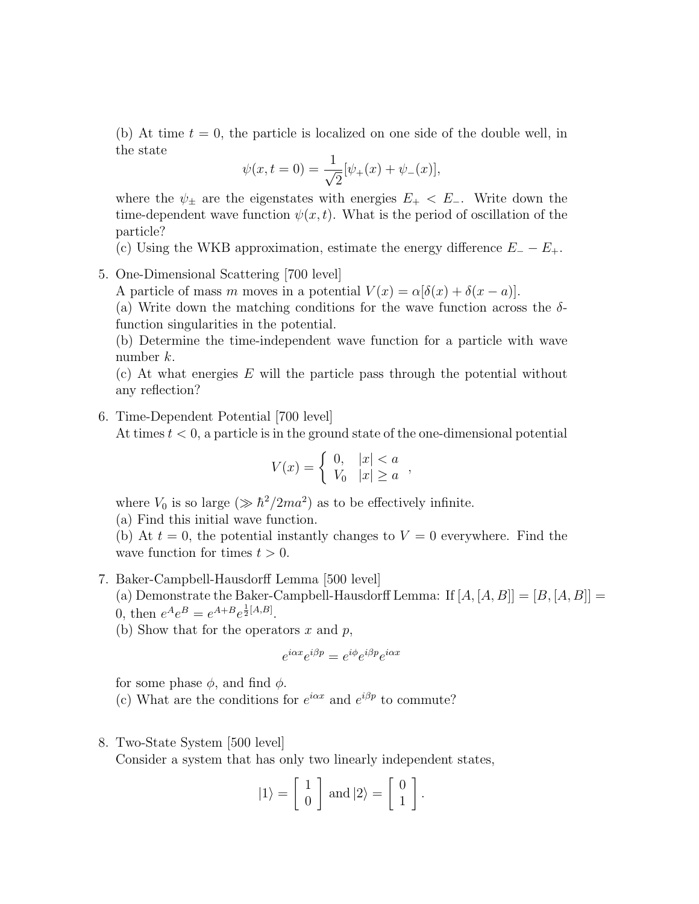(b) At time $t = 0$, the particle is localized on one side of the double well, in the state

$$\psi(x, t = 0) = \frac{1}{\sqrt{2}}[\psi_+(x) + \psi_-(x)],$$

where the $\psi_\pm$ are the eigenstates with energies $E_+ < E_-$. Write down the time-dependent wave function $\psi(x, t)$. What is the period of oscillation of the particle?

(c) Using the WKB approximation, estimate the energy difference $E_- - E_+$.

5. One-Dimensional Scattering [700 level]
   A particle of mass $m$ moves in a potential $V(x) = \alpha[\delta(x) + \delta(x - a)]$.
   (a) Write down the matching conditions for the wave function across the $\delta$-function singularities in the potential.
   (b) Determine the time-independent wave function for a particle with wave number $k$.
   (c) At what energies $E$ will the particle pass through the potential without any reflection?

6. Time-Dependent Potential [700 level]
   At times $t < 0$, a particle is in the ground state of the one-dimensional potential

$$V(x) = \left\{ \begin{array}{ll} 0, & |x| < a \\ V_0 & |x| \geq a \end{array} \right. ,$$

   where $V_0$ is so large ($\gg \hbar^2/2ma^2$) as to be effectively infinite.
   (a) Find this initial wave function.
   (b) At $t = 0$, the potential instantly changes to $V = 0$ everywhere. Find the wave function for times $t > 0$.

7. Baker-Campbell-Hausdorff Lemma [500 level]
   (a) Demonstrate the Baker-Campbell-Hausdorff Lemma: If $[A, [A, B]] = [B, [A, B]] = 0$, then $e^A e^B = e^{A+B} e^{\frac{1}{2}[A,B]}$.
   (b) Show that for the operators $x$ and $p$,

$$e^{i\alpha x} e^{i\beta p} = e^{i\phi} e^{i\beta p} e^{i\alpha x}$$

   for some phase $\phi$, and find $\phi$.
   (c) What are the conditions for $e^{i\alpha x}$ and $e^{i\beta p}$ to commute?

8. Two-State System [500 level]
   Consider a system that has only two linearly independent states,

$$|1\rangle = \left[ \begin{array}{c} 1 \\ 0 \end{array} \right] \text{ and } |2\rangle = \left[ \begin{array}{c} 0 \\ 1 \end{array} \right].$$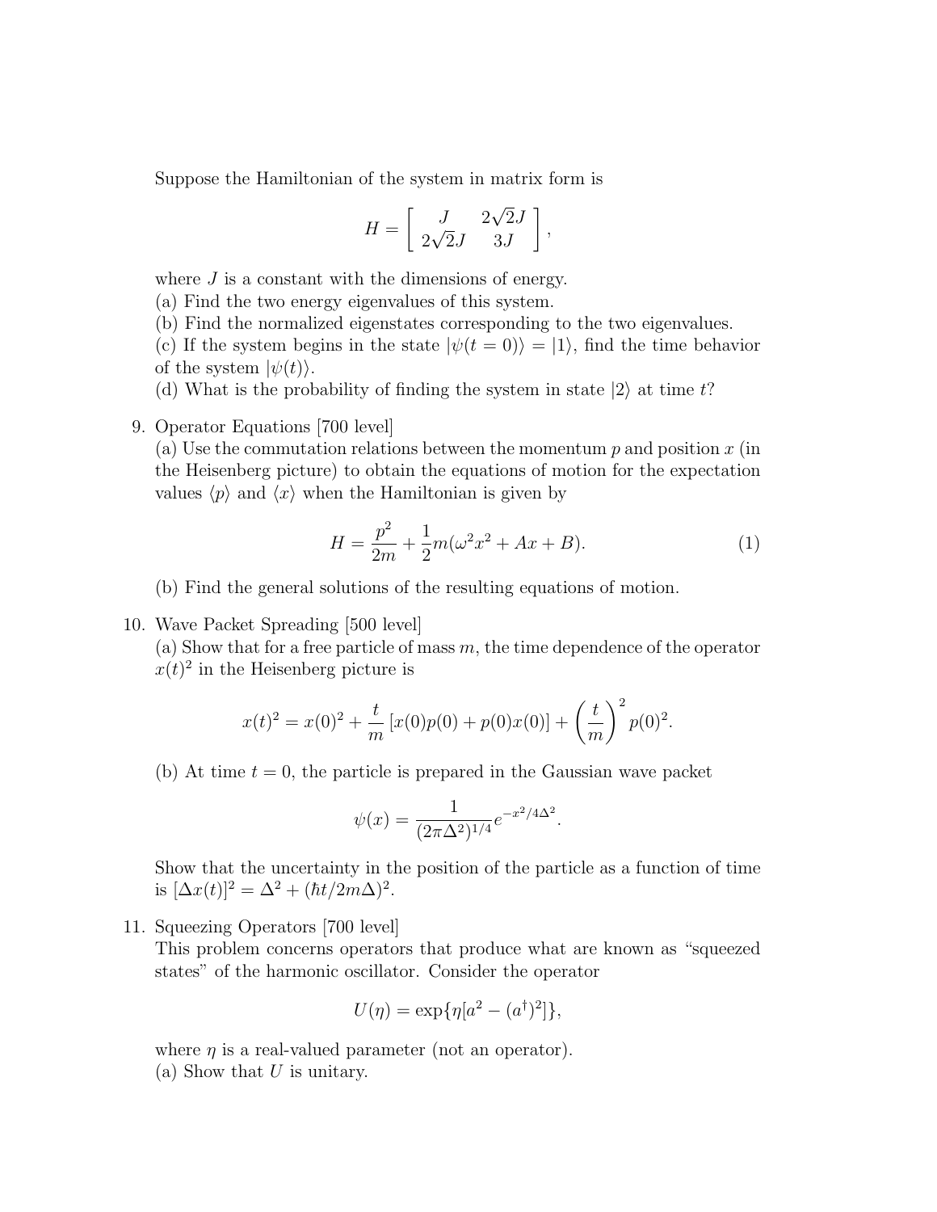Suppose the Hamiltonian of the system in matrix form is

$$H = \begin{bmatrix} J & 2\sqrt{2}J \\ 2\sqrt{2}J & 3J \end{bmatrix},$$

where $J$ is a constant with the dimensions of energy.

(a) Find the two energy eigenvalues of this system.

(b) Find the normalized eigenstates corresponding to the two eigenvalues.

(c) If the system begins in the state $|\psi(t=0)\rangle = |1\rangle$, find the time behavior of the system $|\psi(t)\rangle$.

(d) What is the probability of finding the system in state $|2\rangle$ at time $t$?

9. Operator Equations [700 level]

   (a) Use the commutation relations between the momentum $p$ and position $x$ (in the Heisenberg picture) to obtain the equations of motion for the expectation values $\langle p \rangle$ and $\langle x \rangle$ when the Hamiltonian is given by

   $$H = \frac{p^2}{2m} + \frac{1}{2}m(\omega^2 x^2 + Ax + B). \tag{1}$$

   (b) Find the general solutions of the resulting equations of motion.

10. Wave Packet Spreading [500 level]

    (a) Show that for a free particle of mass $m$, the time dependence of the operator $x(t)^2$ in the Heisenberg picture is

    $$x(t)^2 = x(0)^2 + \frac{t}{m}\left[x(0)p(0) + p(0)x(0)\right] + \left(\frac{t}{m}\right)^2 p(0)^2.$$

    (b) At time $t = 0$, the particle is prepared in the Gaussian wave packet

    $$\psi(x) = \frac{1}{(2\pi\Delta^2)^{1/4}} e^{-x^2/4\Delta^2}.$$

    Show that the uncertainty in the position of the particle as a function of time is $[\Delta x(t)]^2 = \Delta^2 + (\hbar t/2m\Delta)^2$.

11. Squeezing Operators [700 level]

    This problem concerns operators that produce what are known as "squeezed states" of the harmonic oscillator. Consider the operator

    $$U(\eta) = \exp\{\eta[a^2 - (a^\dagger)^2]\},$$

    where $\eta$ is a real-valued parameter (not an operator).

    (a) Show that $U$ is unitary.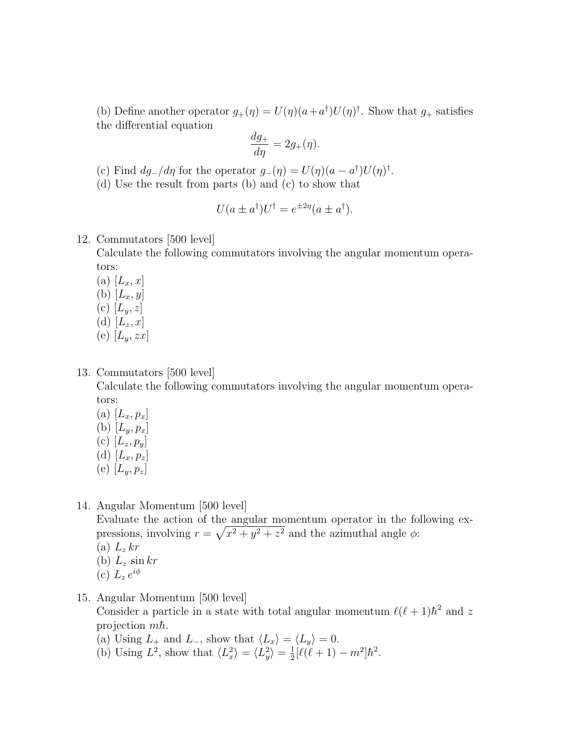(b) Define another operator $g_+(\eta) = U(\eta)(a + a^\dagger)U(\eta)^\dagger$. Show that $g_+$ satisfies the differential equation

$$\frac{dg_+}{d\eta} = 2g_+(\eta).$$

(c) Find $dg_-/d\eta$ for the operator $g_-(\eta) = U(\eta)(a - a^\dagger)U(\eta)^\dagger$.

(d) Use the result from parts (b) and (c) to show that

$$U(a \pm a^\dagger)U^\dagger = e^{\pm 2\eta}(a \pm a^\dagger).$$

12. Commutators [500 level]
    Calculate the following commutators involving the angular momentum operators:
    (a) $[L_x, x]$
    (b) $[L_x, y]$
    (c) $[L_y, z]$
    (d) $[L_z, x]$
    (e) $[L_y, zx]$

13. Commutators [500 level]
    Calculate the following commutators involving the angular momentum operators:
    (a) $[L_x, p_x]$
    (b) $[L_y, p_x]$
    (c) $[L_z, p_y]$
    (d) $[L_x, p_z]$
    (e) $[L_y, p_z]$

14. Angular Momentum [500 level]
    Evaluate the action of the angular momentum operator in the following expressions, involving $r = \sqrt{x^2 + y^2 + z^2}$ and the azimuthal angle $\phi$:
    (a) $L_z\, kr$
    (b) $L_z\, \sin kr$
    (c) $L_z\, e^{i\phi}$

15. Angular Momentum [500 level]
    Consider a particle in a state with total angular momentum $\ell(\ell+1)\hbar^2$ and $z$ projection $m\hbar$.
    (a) Using $L_+$ and $L_-$, show that $\langle L_x \rangle = \langle L_y \rangle = 0$.
    (b) Using $L^2$, show that $\langle L_x^2 \rangle = \langle L_y^2 \rangle = \frac{1}{2}[\ell(\ell+1) - m^2]\hbar^2$.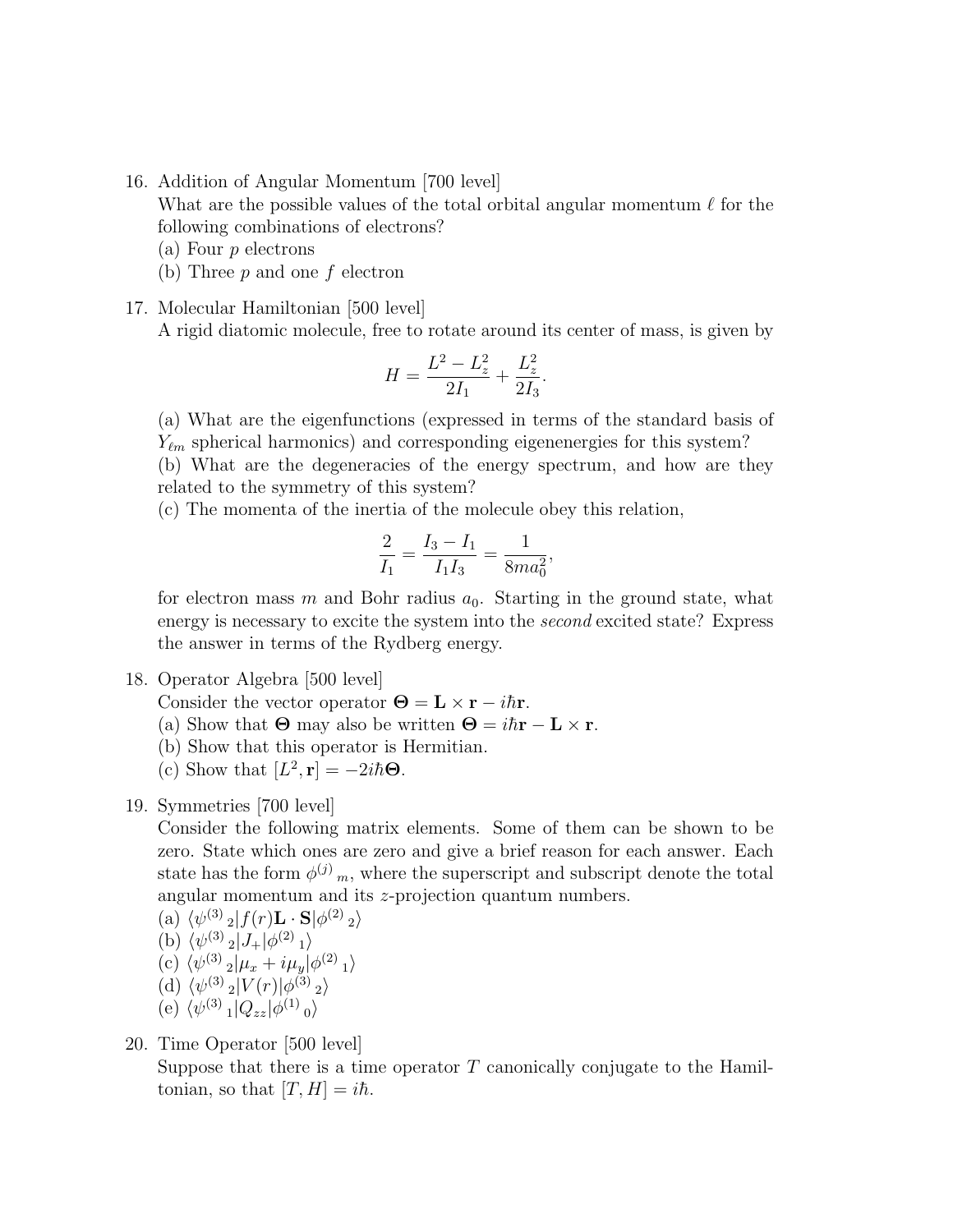16. Addition of Angular Momentum [700 level]
    What are the possible values of the total orbital angular momentum $\ell$ for the following combinations of electrons?
    (a) Four $p$ electrons
    (b) Three $p$ and one $f$ electron

17. Molecular Hamiltonian [500 level]
    A rigid diatomic molecule, free to rotate around its center of mass, is given by

$$H = \frac{L^2 - L_z^2}{2I_1} + \frac{L_z^2}{2I_3}.$$

    (a) What are the eigenfunctions (expressed in terms of the standard basis of $Y_{\ell m}$ spherical harmonics) and corresponding eigenenergies for this system?
    (b) What are the degeneracies of the energy spectrum, and how are they related to the symmetry of this system?
    (c) The momenta of the inertia of the molecule obey this relation,

$$\frac{2}{I_1} = \frac{I_3 - I_1}{I_1 I_3} = \frac{1}{8ma_0^2},$$

    for electron mass $m$ and Bohr radius $a_0$. Starting in the ground state, what energy is necessary to excite the system into the *second* excited state? Express the answer in terms of the Rydberg energy.

18. Operator Algebra [500 level]
    Consider the vector operator $\mathbf{\Theta} = \mathbf{L} \times \mathbf{r} - i\hbar\mathbf{r}$.
    (a) Show that $\mathbf{\Theta}$ may also be written $\mathbf{\Theta} = i\hbar\mathbf{r} - \mathbf{L} \times \mathbf{r}$.
    (b) Show that this operator is Hermitian.
    (c) Show that $[L^2, \mathbf{r}] = -2i\hbar\mathbf{\Theta}$.

19. Symmetries [700 level]
    Consider the following matrix elements. Some of them can be shown to be zero. State which ones are zero and give a brief reason for each answer. Each state has the form ${\phi^{(j)}}_m$, where the superscript and subscript denote the total angular momentum and its $z$-projection quantum numbers.
    (a) $\langle {\psi^{(3)}}_2 | f(r)\mathbf{L} \cdot \mathbf{S} | {\phi^{(2)}}_2 \rangle$
    (b) $\langle {\psi^{(3)}}_2 | J_+ | {\phi^{(2)}}_1 \rangle$
    (c) $\langle {\psi^{(3)}}_2 | \mu_x + i\mu_y | {\phi^{(2)}}_1 \rangle$
    (d) $\langle {\psi^{(3)}}_2 | V(r) | {\phi^{(3)}}_2 \rangle$
    (e) $\langle {\psi^{(3)}}_1 | Q_{zz} | {\phi^{(1)}}_0 \rangle$

20. Time Operator [500 level]
    Suppose that there is a time operator $T$ canonically conjugate to the Hamiltonian, so that $[T, H] = i\hbar$.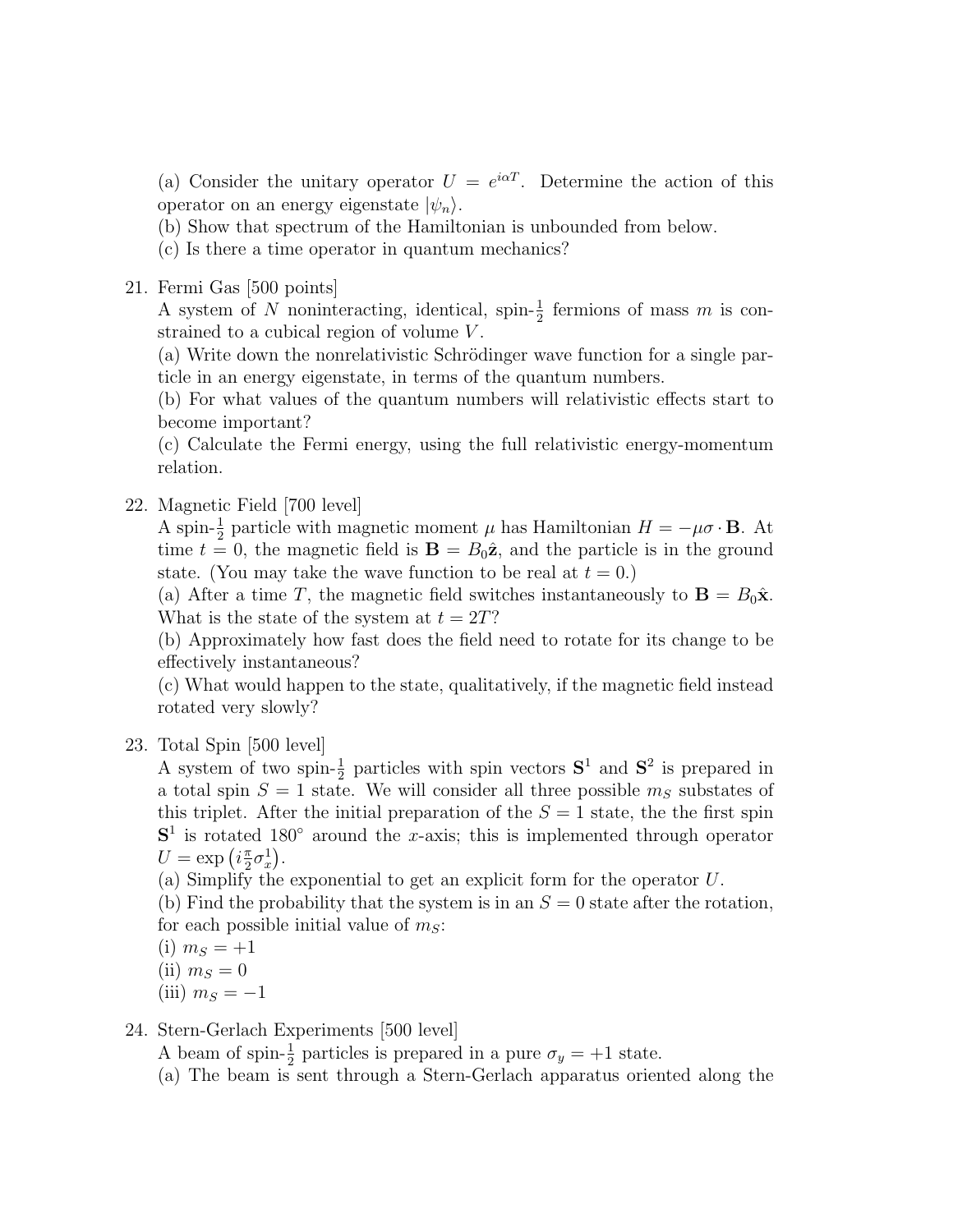(a) Consider the unitary operator $U = e^{i\alpha T}$. Determine the action of this operator on an energy eigenstate $|\psi_n\rangle$.
(b) Show that spectrum of the Hamiltonian is unbounded from below.
(c) Is there a time operator in quantum mechanics?

21. Fermi Gas [500 points]
A system of $N$ noninteracting, identical, spin-$\frac{1}{2}$ fermions of mass $m$ is constrained to a cubical region of volume $V$.
(a) Write down the nonrelativistic Schrödinger wave function for a single particle in an energy eigenstate, in terms of the quantum numbers.
(b) For what values of the quantum numbers will relativistic effects start to become important?
(c) Calculate the Fermi energy, using the full relativistic energy-momentum relation.

22. Magnetic Field [700 level]
A spin-$\frac{1}{2}$ particle with magnetic moment $\mu$ has Hamiltonian $H = -\mu\sigma \cdot \mathbf{B}$. At time $t = 0$, the magnetic field is $\mathbf{B} = B_0\hat{\mathbf{z}}$, and the particle is in the ground state. (You may take the wave function to be real at $t = 0$.)
(a) After a time $T$, the magnetic field switches instantaneously to $\mathbf{B} = B_0\hat{\mathbf{x}}$. What is the state of the system at $t = 2T$?
(b) Approximately how fast does the field need to rotate for its change to be effectively instantaneous?
(c) What would happen to the state, qualitatively, if the magnetic field instead rotated very slowly?

23. Total Spin [500 level]
A system of two spin-$\frac{1}{2}$ particles with spin vectors $\mathbf{S}^1$ and $\mathbf{S}^2$ is prepared in a total spin $S = 1$ state. We will consider all three possible $m_S$ substates of this triplet. After the initial preparation of the $S = 1$ state, the the first spin $\mathbf{S}^1$ is rotated $180^\circ$ around the $x$-axis; this is implemented through operator $U = \exp\left(i\frac{\pi}{2}\sigma_x^1\right)$.
(a) Simplify the exponential to get an explicit form for the operator $U$.
(b) Find the probability that the system is in an $S = 0$ state after the rotation, for each possible initial value of $m_S$:
(i) $m_S = +1$
(ii) $m_S = 0$
(iii) $m_S = -1$

24. Stern-Gerlach Experiments [500 level]
A beam of spin-$\frac{1}{2}$ particles is prepared in a pure $\sigma_y = +1$ state.
(a) The beam is sent through a Stern-Gerlach apparatus oriented along the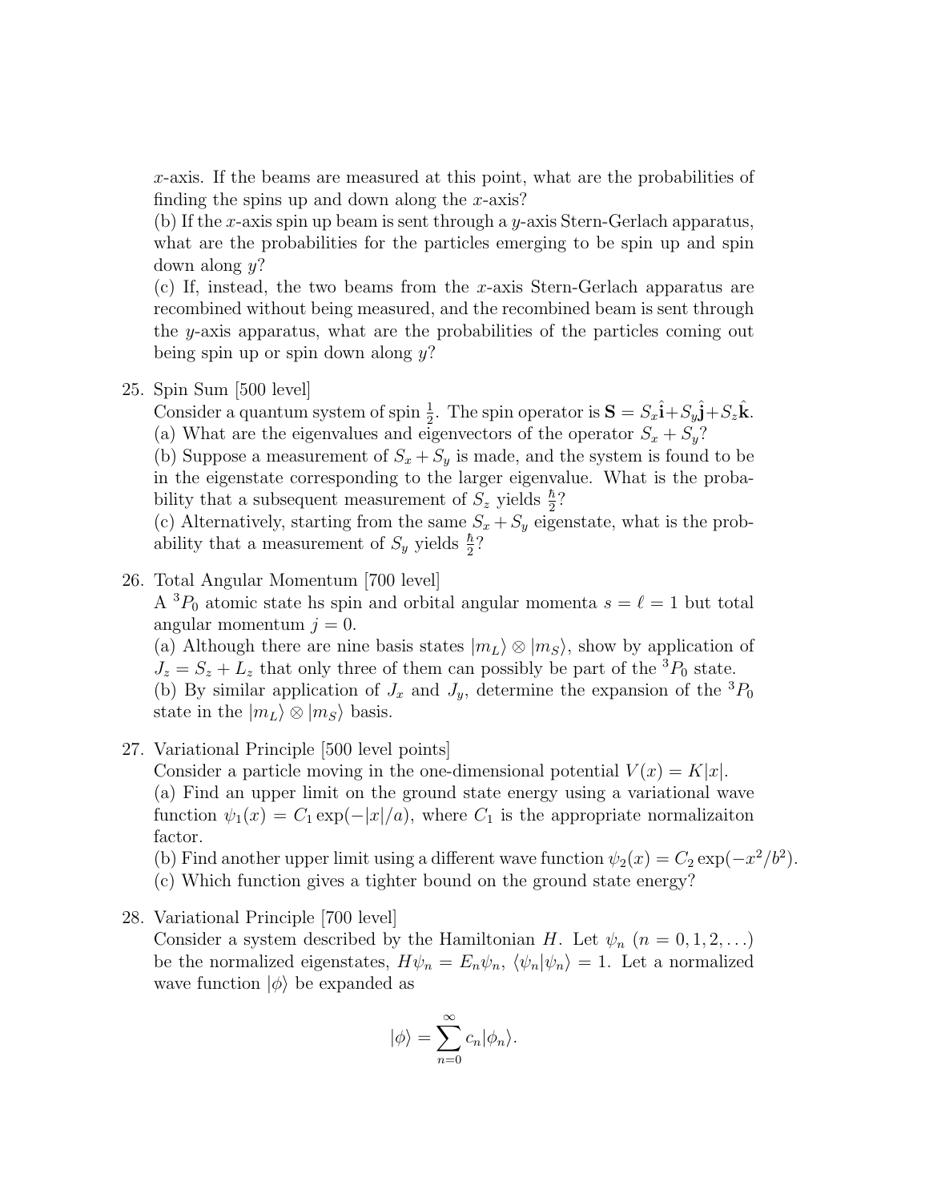$x$-axis. If the beams are measured at this point, what are the probabilities of finding the spins up and down along the $x$-axis?
(b) If the $x$-axis spin up beam is sent through a $y$-axis Stern-Gerlach apparatus, what are the probabilities for the particles emerging to be spin up and spin down along $y$?
(c) If, instead, the two beams from the $x$-axis Stern-Gerlach apparatus are recombined without being measured, and the recombined beam is sent through the $y$-axis apparatus, what are the probabilities of the particles coming out being spin up or spin down along $y$?

25. Spin Sum [500 level]
Consider a quantum system of spin $\frac{1}{2}$. The spin operator is $\mathbf{S} = S_x\hat{\mathbf{i}}+S_y\hat{\mathbf{j}}+S_z\hat{\mathbf{k}}$.
(a) What are the eigenvalues and eigenvectors of the operator $S_x + S_y$?
(b) Suppose a measurement of $S_x + S_y$ is made, and the system is found to be in the eigenstate corresponding to the larger eigenvalue. What is the probability that a subsequent measurement of $S_z$ yields $\frac{\hbar}{2}$?
(c) Alternatively, starting from the same $S_x + S_y$ eigenstate, what is the probability that a measurement of $S_y$ yields $\frac{\hbar}{2}$?

26. Total Angular Momentum [700 level]
A $^3P_0$ atomic state hs spin and orbital angular momenta $s = \ell = 1$ but total angular momentum $j = 0$.
(a) Although there are nine basis states $|m_L\rangle \otimes |m_S\rangle$, show by application of $J_z = S_z + L_z$ that only three of them can possibly be part of the $^3P_0$ state.
(b) By similar application of $J_x$ and $J_y$, determine the expansion of the $^3P_0$ state in the $|m_L\rangle \otimes |m_S\rangle$ basis.

27. Variational Principle [500 level points]
Consider a particle moving in the one-dimensional potential $V(x) = K|x|$.
(a) Find an upper limit on the ground state energy using a variational wave function $\psi_1(x) = C_1 \exp(-|x|/a)$, where $C_1$ is the appropriate normalizaiton factor.
(b) Find another upper limit using a different wave function $\psi_2(x) = C_2 \exp(-x^2/b^2)$.
(c) Which function gives a tighter bound on the ground state energy?

28. Variational Principle [700 level]
Consider a system described by the Hamiltonian $H$. Let $\psi_n$ $(n = 0, 1, 2, \ldots)$ be the normalized eigenstates, $H\psi_n = E_n\psi_n$, $\langle\psi_n|\psi_n\rangle = 1$. Let a normalized wave function $|\phi\rangle$ be expanded as

$$|\phi\rangle = \sum_{n=0}^{\infty} c_n|\phi_n\rangle.$$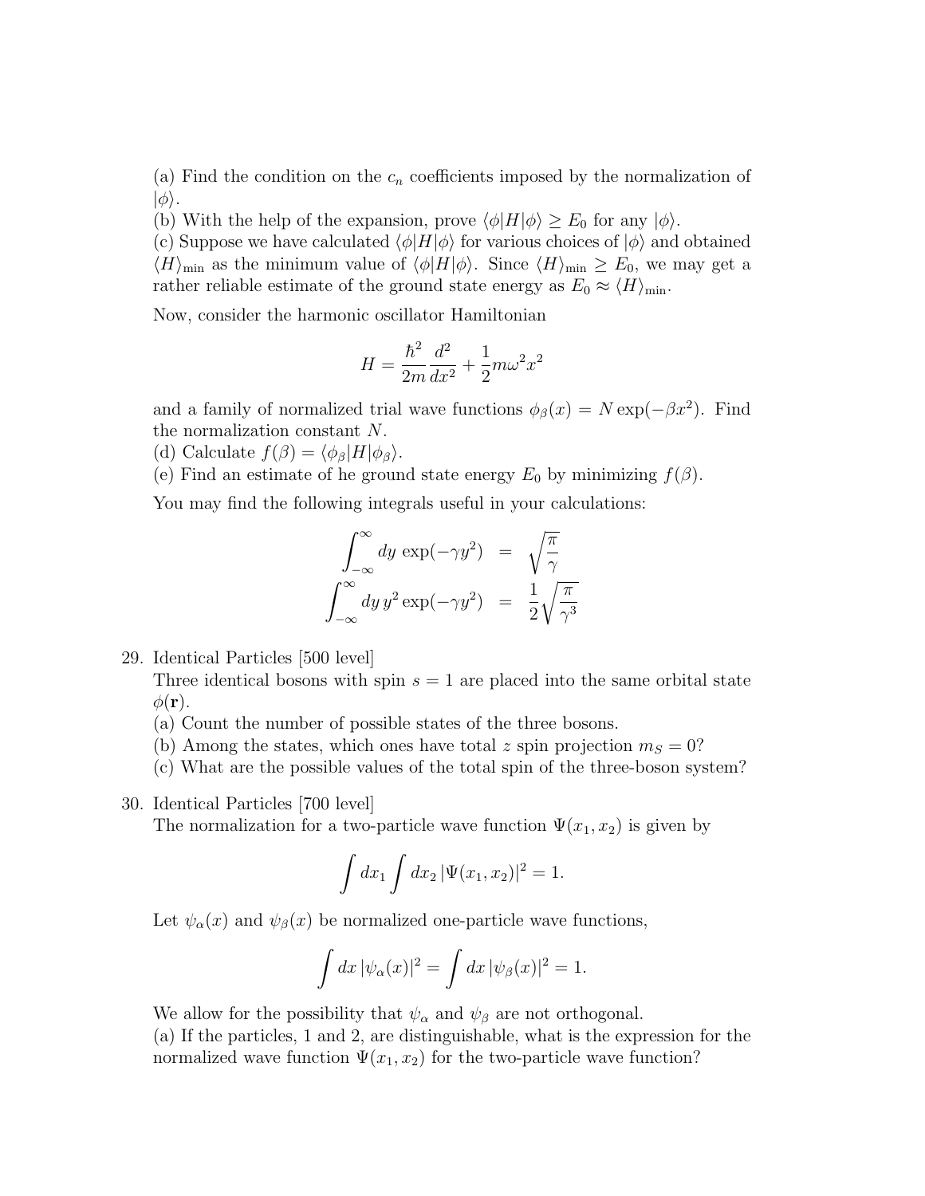(a) Find the condition on the $c_n$ coefficients imposed by the normalization of $|\phi\rangle$.
(b) With the help of the expansion, prove $\langle\phi|H|\phi\rangle \geq E_0$ for any $|\phi\rangle$.
(c) Suppose we have calculated $\langle\phi|H|\phi\rangle$ for various choices of $|\phi\rangle$ and obtained $\langle H\rangle_{\min}$ as the minimum value of $\langle\phi|H|\phi\rangle$. Since $\langle H\rangle_{\min} \geq E_0$, we may get a rather reliable estimate of the ground state energy as $E_0 \approx \langle H\rangle_{\min}$.

Now, consider the harmonic oscillator Hamiltonian

$$H = \frac{\hbar^2}{2m}\frac{d^2}{dx^2} + \frac{1}{2}m\omega^2 x^2$$

and a family of normalized trial wave functions $\phi_\beta(x) = N\exp(-\beta x^2)$. Find the normalization constant $N$.
(d) Calculate $f(\beta) = \langle\phi_\beta|H|\phi_\beta\rangle$.
(e) Find an estimate of he ground state energy $E_0$ by minimizing $f(\beta)$.

You may find the following integrals useful in your calculations:

$$\begin{aligned}
\int_{-\infty}^{\infty} dy\, \exp(-\gamma y^2) &= \sqrt{\frac{\pi}{\gamma}} \\
\int_{-\infty}^{\infty} dy\, y^2 \exp(-\gamma y^2) &= \frac{1}{2}\sqrt{\frac{\pi}{\gamma^3}}
\end{aligned}$$

29. Identical Particles [500 level]
Three identical bosons with spin $s = 1$ are placed into the same orbital state $\phi(\mathbf{r})$.
(a) Count the number of possible states of the three bosons.
(b) Among the states, which ones have total $z$ spin projection $m_S = 0$?
(c) What are the possible values of the total spin of the three-boson system?

30. Identical Particles [700 level]
The normalization for a two-particle wave function $\Psi(x_1, x_2)$ is given by

$$\int dx_1 \int dx_2\, |\Psi(x_1, x_2)|^2 = 1.$$

Let $\psi_\alpha(x)$ and $\psi_\beta(x)$ be normalized one-particle wave functions,

$$\int dx\, |\psi_\alpha(x)|^2 = \int dx\, |\psi_\beta(x)|^2 = 1.$$

We allow for the possibility that $\psi_\alpha$ and $\psi_\beta$ are not orthogonal.
(a) If the particles, 1 and 2, are distinguishable, what is the expression for the normalized wave function $\Psi(x_1, x_2)$ for the two-particle wave function?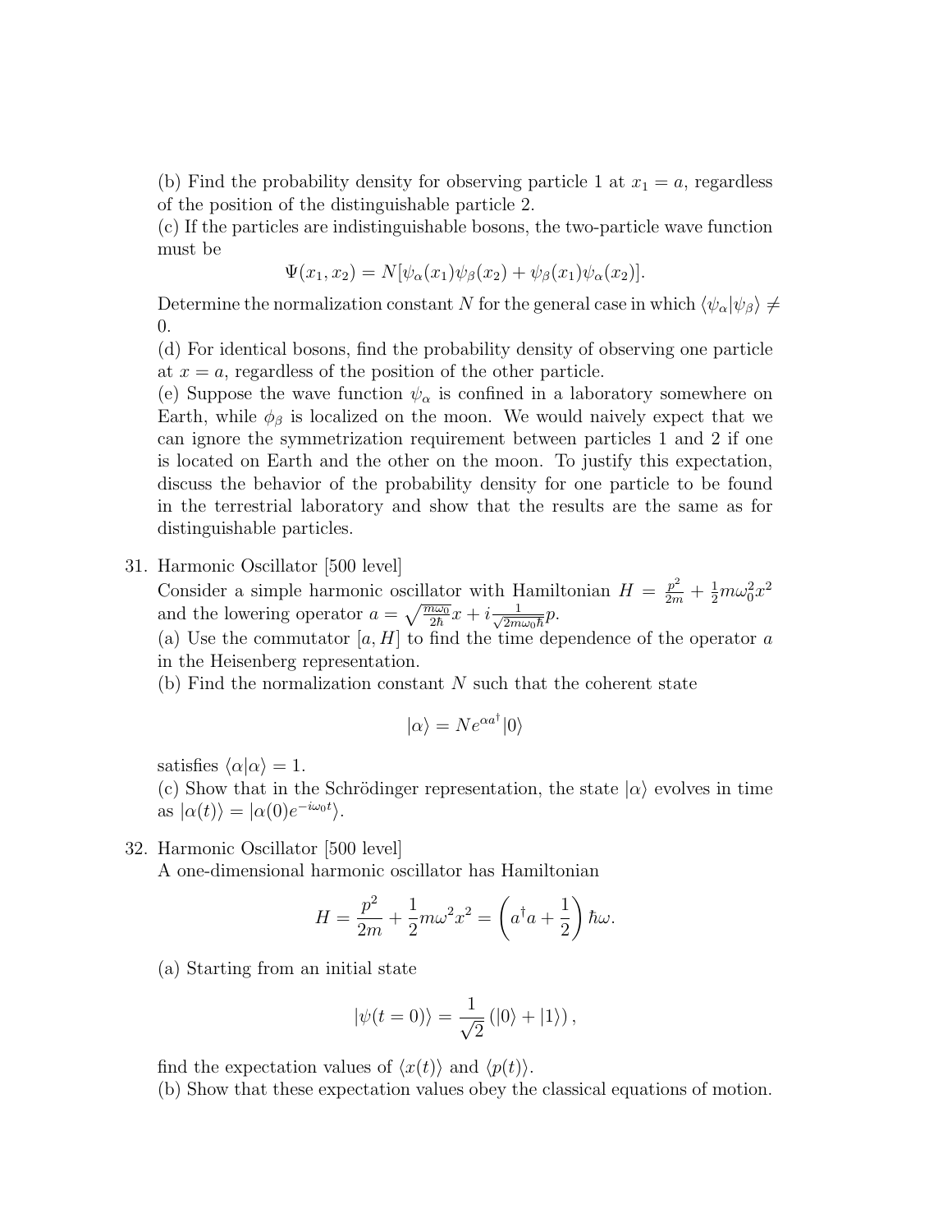(b) Find the probability density for observing particle 1 at $x_1 = a$, regardless of the position of the distinguishable particle 2.

(c) If the particles are indistinguishable bosons, the two-particle wave function must be

$$\Psi(x_1, x_2) = N[\psi_\alpha(x_1)\psi_\beta(x_2) + \psi_\beta(x_1)\psi_\alpha(x_2)].$$

Determine the normalization constant $N$ for the general case in which $\langle\psi_\alpha|\psi_\beta\rangle \neq 0$.

(d) For identical bosons, find the probability density of observing one particle at $x = a$, regardless of the position of the other particle.

(e) Suppose the wave function $\psi_\alpha$ is confined in a laboratory somewhere on Earth, while $\phi_\beta$ is localized on the moon. We would naively expect that we can ignore the symmetrization requirement between particles 1 and 2 if one is located on Earth and the other on the moon. To justify this expectation, discuss the behavior of the probability density for one particle to be found in the terrestrial laboratory and show that the results are the same as for distinguishable particles.

31. Harmonic Oscillator [500 level]
Consider a simple harmonic oscillator with Hamiltonian $H = \frac{p^2}{2m} + \frac{1}{2}m\omega_0^2 x^2$ and the lowering operator $a = \sqrt{\frac{m\omega_0}{2\hbar}}x + i\frac{1}{\sqrt{2m\omega_0\hbar}}p$.
(a) Use the commutator $[a, H]$ to find the time dependence of the operator $a$ in the Heisenberg representation.
(b) Find the normalization constant $N$ such that the coherent state

$$|\alpha\rangle = Ne^{\alpha a^\dagger}|0\rangle$$

satisfies $\langle\alpha|\alpha\rangle = 1$.
(c) Show that in the Schrödinger representation, the state $|\alpha\rangle$ evolves in time as $|\alpha(t)\rangle = |\alpha(0)e^{-i\omega_0 t}\rangle$.

32. Harmonic Oscillator [500 level]
A one-dimensional harmonic oscillator has Hamiltonian

$$H = \frac{p^2}{2m} + \frac{1}{2}m\omega^2 x^2 = \left(a^\dagger a + \frac{1}{2}\right)\hbar\omega.$$

(a) Starting from an initial state

$$|\psi(t = 0)\rangle = \frac{1}{\sqrt{2}}\left(|0\rangle + |1\rangle\right),$$

find the expectation values of $\langle x(t)\rangle$ and $\langle p(t)\rangle$.
(b) Show that these expectation values obey the classical equations of motion.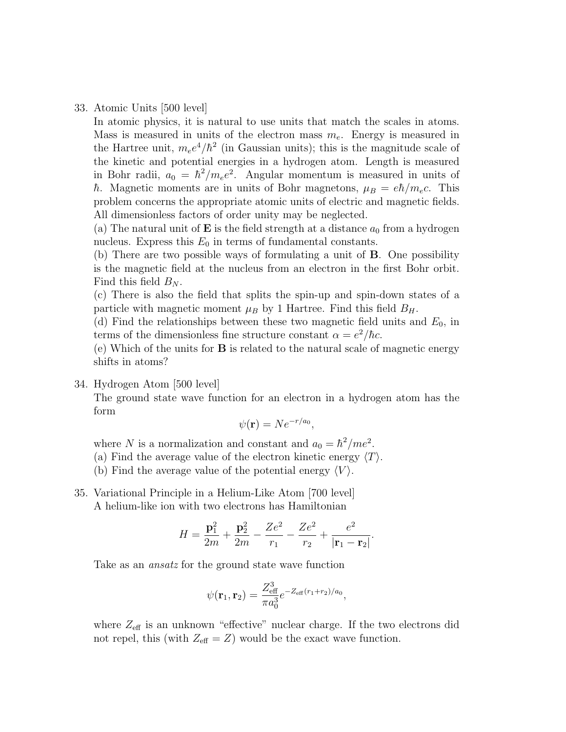33. Atomic Units [500 level]

    In atomic physics, it is natural to use units that match the scales in atoms. Mass is measured in units of the electron mass $m_e$. Energy is measured in the Hartree unit, $m_e e^4/\hbar^2$ (in Gaussian units); this is the magnitude scale of the kinetic and potential energies in a hydrogen atom. Length is measured in Bohr radii, $a_0 = \hbar^2/m_e e^2$. Angular momentum is measured in units of $\hbar$. Magnetic moments are in units of Bohr magnetons, $\mu_B = e\hbar/m_e c$. This problem concerns the appropriate atomic units of electric and magnetic fields. All dimensionless factors of order unity may be neglected.

    (a) The natural unit of $\mathbf{E}$ is the field strength at a distance $a_0$ from a hydrogen nucleus. Express this $E_0$ in terms of fundamental constants.

    (b) There are two possible ways of formulating a unit of $\mathbf{B}$. One possibility is the magnetic field at the nucleus from an electron in the first Bohr orbit. Find this field $B_N$.

    (c) There is also the field that splits the spin-up and spin-down states of a particle with magnetic moment $\mu_B$ by 1 Hartree. Find this field $B_H$.

    (d) Find the relationships between these two magnetic field units and $E_0$, in terms of the dimensionless fine structure constant $\alpha = e^2/\hbar c$.

    (e) Which of the units for $\mathbf{B}$ is related to the natural scale of magnetic energy shifts in atoms?

34. Hydrogen Atom [500 level]

    The ground state wave function for an electron in a hydrogen atom has the form

    $$\psi(\mathbf{r}) = Ne^{-r/a_0},$$

    where $N$ is a normalization and constant and $a_0 = \hbar^2/me^2$.

    (a) Find the average value of the electron kinetic energy $\langle T \rangle$.

    (b) Find the average value of the potential energy $\langle V \rangle$.

35. Variational Principle in a Helium-Like Atom [700 level]

    A helium-like ion with two electrons has Hamiltonian

    $$H = \frac{\mathbf{p}_1^2}{2m} + \frac{\mathbf{p}_2^2}{2m} - \frac{Ze^2}{r_1} - \frac{Ze^2}{r_2} + \frac{e^2}{|\mathbf{r}_1 - \mathbf{r}_2|}.$$

    Take as an *ansatz* for the ground state wave function

    $$\psi(\mathbf{r}_1, \mathbf{r}_2) = \frac{Z_{\text{eff}}^3}{\pi a_0^3} e^{-Z_{\text{eff}}(r_1+r_2)/a_0},$$

    where $Z_{\text{eff}}$ is an unknown "effective" nuclear charge. If the two electrons did not repel, this (with $Z_{\text{eff}} = Z$) would be the exact wave function.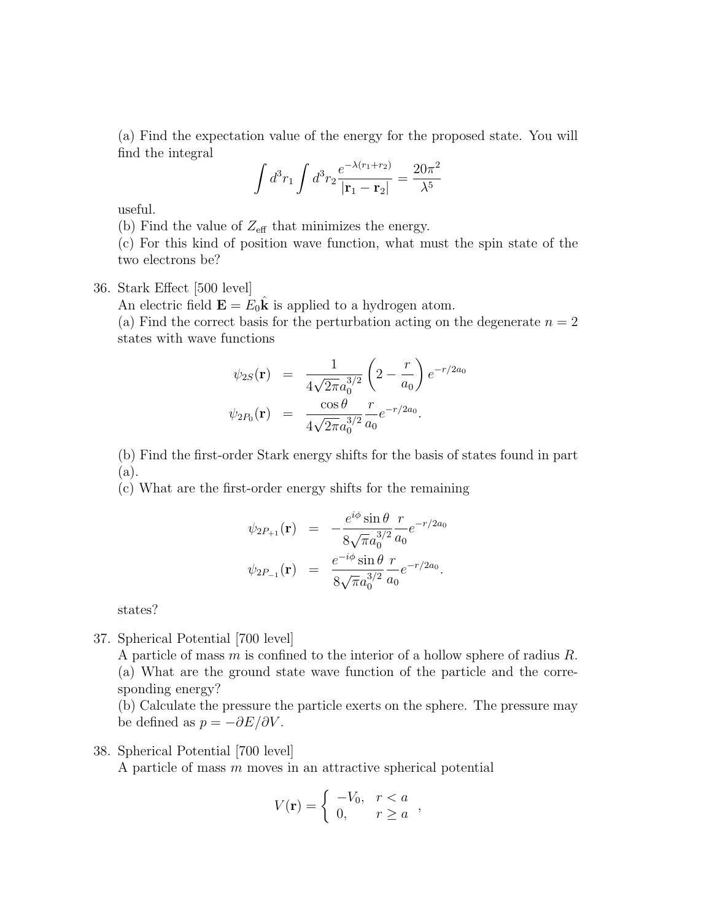(a) Find the expectation value of the energy for the proposed state. You will find the integral

$$\int d^3r_1 \int d^3r_2 \frac{e^{-\lambda(r_1+r_2)}}{|\mathbf{r}_1 - \mathbf{r}_2|} = \frac{20\pi^2}{\lambda^5}$$

useful.

(b) Find the value of $Z_{\text{eff}}$ that minimizes the energy.

(c) For this kind of position wave function, what must the spin state of the two electrons be?

36. Stark Effect [500 level]

An electric field $\mathbf{E} = E_0\hat{\mathbf{k}}$ is applied to a hydrogen atom.

(a) Find the correct basis for the perturbation acting on the degenerate $n = 2$ states with wave functions

$$\begin{aligned}
\psi_{2S}(\mathbf{r}) &= \frac{1}{4\sqrt{2\pi}a_0^{3/2}}\left(2 - \frac{r}{a_0}\right)e^{-r/2a_0} \\
\psi_{2P_0}(\mathbf{r}) &= \frac{\cos\theta}{4\sqrt{2\pi}a_0^{3/2}}\frac{r}{a_0}e^{-r/2a_0}.
\end{aligned}$$

(b) Find the first-order Stark energy shifts for the basis of states found in part (a).

(c) What are the first-order energy shifts for the remaining

$$\begin{aligned}
\psi_{2P_{+1}}(\mathbf{r}) &= -\frac{e^{i\phi}\sin\theta}{8\sqrt{\pi}a_0^{3/2}}\frac{r}{a_0}e^{-r/2a_0} \\
\psi_{2P_{-1}}(\mathbf{r}) &= \frac{e^{-i\phi}\sin\theta}{8\sqrt{\pi}a_0^{3/2}}\frac{r}{a_0}e^{-r/2a_0}.
\end{aligned}$$

states?

37. Spherical Potential [700 level]

A particle of mass $m$ is confined to the interior of a hollow sphere of radius $R$.

(a) What are the ground state wave function of the particle and the corresponding energy?

(b) Calculate the pressure the particle exerts on the sphere. The pressure may be defined as $p = -\partial E/\partial V$.

38. Spherical Potential [700 level]

A particle of mass $m$ moves in an attractive spherical potential

$$V(\mathbf{r}) = \begin{cases} -V_0, & r < a \\ 0, & r \geq a \end{cases},$$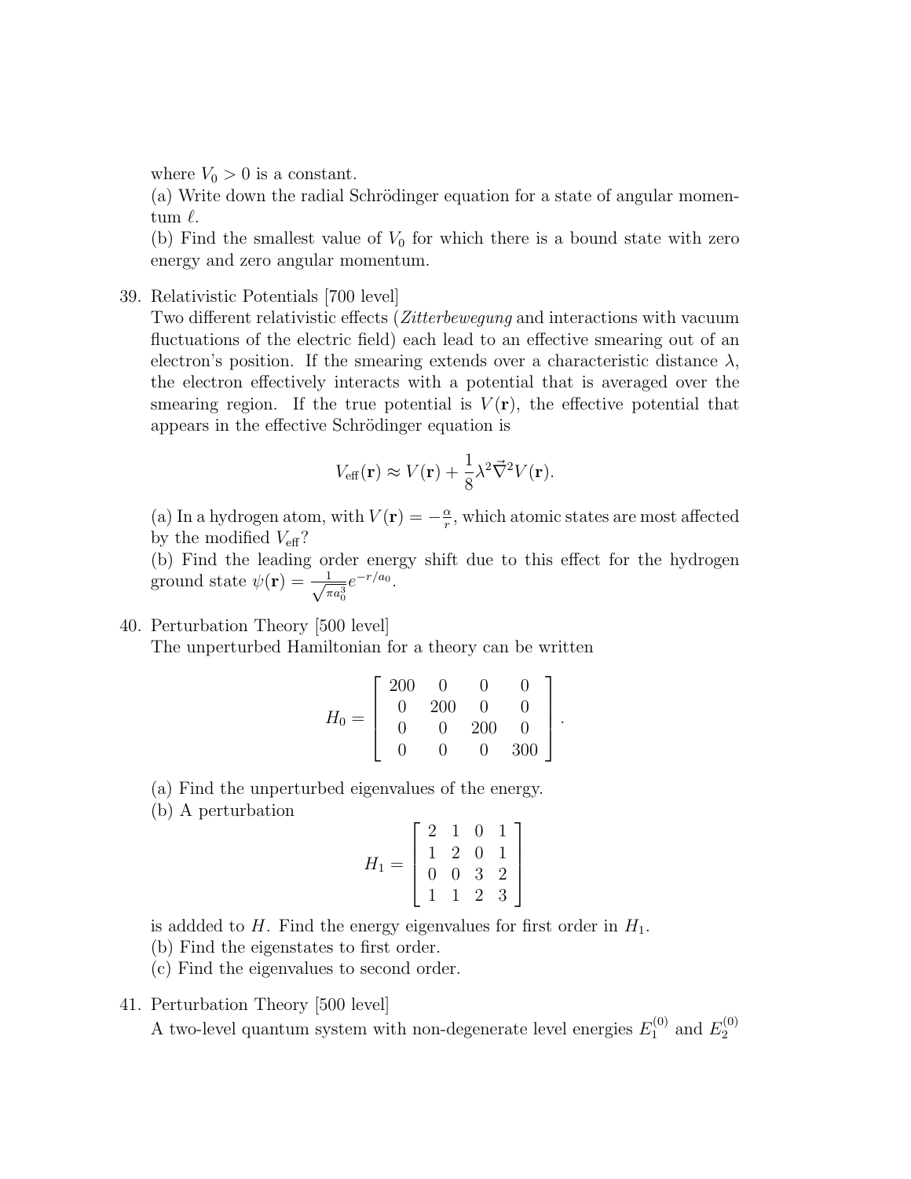where $V_0 > 0$ is a constant.
(a) Write down the radial Schrödinger equation for a state of angular momentum $\ell$.
(b) Find the smallest value of $V_0$ for which there is a bound state with zero energy and zero angular momentum.

39. Relativistic Potentials [700 level]
Two different relativistic effects (*Zitterbewegung* and interactions with vacuum fluctuations of the electric field) each lead to an effective smearing out of an electron's position. If the smearing extends over a characteristic distance $\lambda$, the electron effectively interacts with a potential that is averaged over the smearing region. If the true potential is $V(\mathbf{r})$, the effective potential that appears in the effective Schrödinger equation is

$$V_{\text{eff}}(\mathbf{r}) \approx V(\mathbf{r}) + \frac{1}{8}\lambda^2 \vec{\nabla}^2 V(\mathbf{r}).$$

(a) In a hydrogen atom, with $V(\mathbf{r}) = -\frac{\alpha}{r}$, which atomic states are most affected by the modified $V_{\text{eff}}$?
(b) Find the leading order energy shift due to this effect for the hydrogen ground state $\psi(\mathbf{r}) = \frac{1}{\sqrt{\pi a_0^3}} e^{-r/a_0}$.

40. Perturbation Theory [500 level]
The unperturbed Hamiltonian for a theory can be written

$$H_0 = \begin{bmatrix} 200 & 0 & 0 & 0 \\ 0 & 200 & 0 & 0 \\ 0 & 0 & 200 & 0 \\ 0 & 0 & 0 & 300 \end{bmatrix}.$$

(a) Find the unperturbed eigenvalues of the energy.
(b) A perturbation

$$H_1 = \begin{bmatrix} 2 & 1 & 0 & 1 \\ 1 & 2 & 0 & 1 \\ 0 & 0 & 3 & 2 \\ 1 & 1 & 2 & 3 \end{bmatrix}$$

is addded to $H$. Find the energy eigenvalues for first order in $H_1$.
(b) Find the eigenstates to first order.
(c) Find the eigenvalues to second order.

41. Perturbation Theory [500 level]
A two-level quantum system with non-degenerate level energies $E_1^{(0)}$ and $E_2^{(0)}$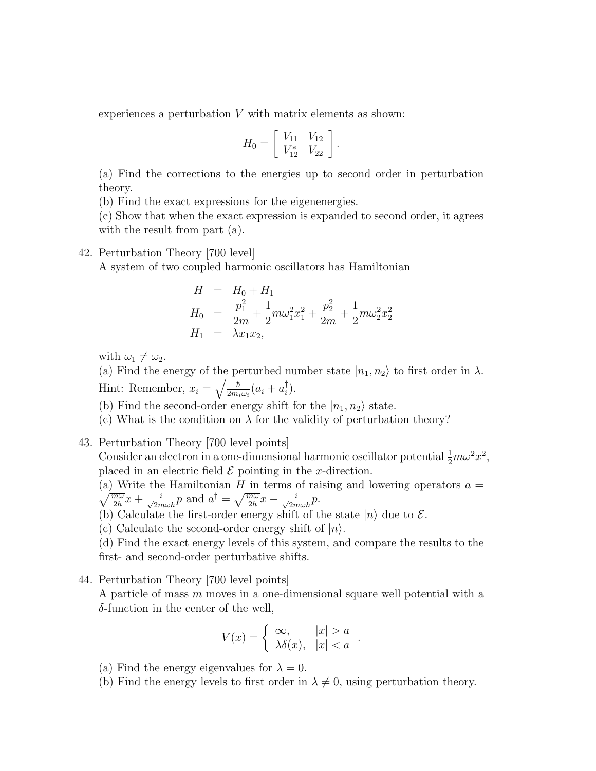experiences a perturbation $V$ with matrix elements as shown:

$$H_0 = \begin{bmatrix} V_{11} & V_{12} \\ V_{12}^* & V_{22} \end{bmatrix}.$$

(a) Find the corrections to the energies up to second order in perturbation theory.
(b) Find the exact expressions for the eigenenergies.
(c) Show that when the exact expression is expanded to second order, it agrees with the result from part (a).

42. Perturbation Theory [700 level]
A system of two coupled harmonic oscillators has Hamiltonian

$$\begin{aligned} H &= H_0 + H_1 \\ H_0 &= \frac{p_1^2}{2m} + \frac{1}{2}m\omega_1^2 x_1^2 + \frac{p_2^2}{2m} + \frac{1}{2}m\omega_2^2 x_2^2 \\ H_1 &= \lambda x_1 x_2, \end{aligned}$$

with $\omega_1 \neq \omega_2$.
(a) Find the energy of the perturbed number state $|n_1, n_2\rangle$ to first order in $\lambda$. Hint: Remember, $x_i = \sqrt{\frac{\hbar}{2m_i\omega_i}}(a_i + a_i^\dagger)$.
(b) Find the second-order energy shift for the $|n_1, n_2\rangle$ state.
(c) What is the condition on $\lambda$ for the validity of perturbation theory?

43. Perturbation Theory [700 level points]
Consider an electron in a one-dimensional harmonic oscillator potential $\frac{1}{2}m\omega^2 x^2$, placed in an electric field $\mathcal{E}$ pointing in the $x$-direction.
(a) Write the Hamiltonian $H$ in terms of raising and lowering operators $a = \sqrt{\frac{m\omega}{2\hbar}}x + \frac{i}{\sqrt{2m\omega\hbar}}p$ and $a^\dagger = \sqrt{\frac{m\omega}{2\hbar}}x - \frac{i}{\sqrt{2m\omega\hbar}}p$.
(b) Calculate the first-order energy shift of the state $|n\rangle$ due to $\mathcal{E}$.
(c) Calculate the second-order energy shift of $|n\rangle$.
(d) Find the exact energy levels of this system, and compare the results to the first- and second-order perturbative shifts.

44. Perturbation Theory [700 level points]
A particle of mass $m$ moves in a one-dimensional square well potential with a $\delta$-function in the center of the well,

$$V(x) = \begin{cases} \infty, & |x| > a \\ \lambda\delta(x), & |x| < a \end{cases}.$$

(a) Find the energy eigenvalues for $\lambda = 0$.
(b) Find the energy levels to first order in $\lambda \neq 0$, using perturbation theory.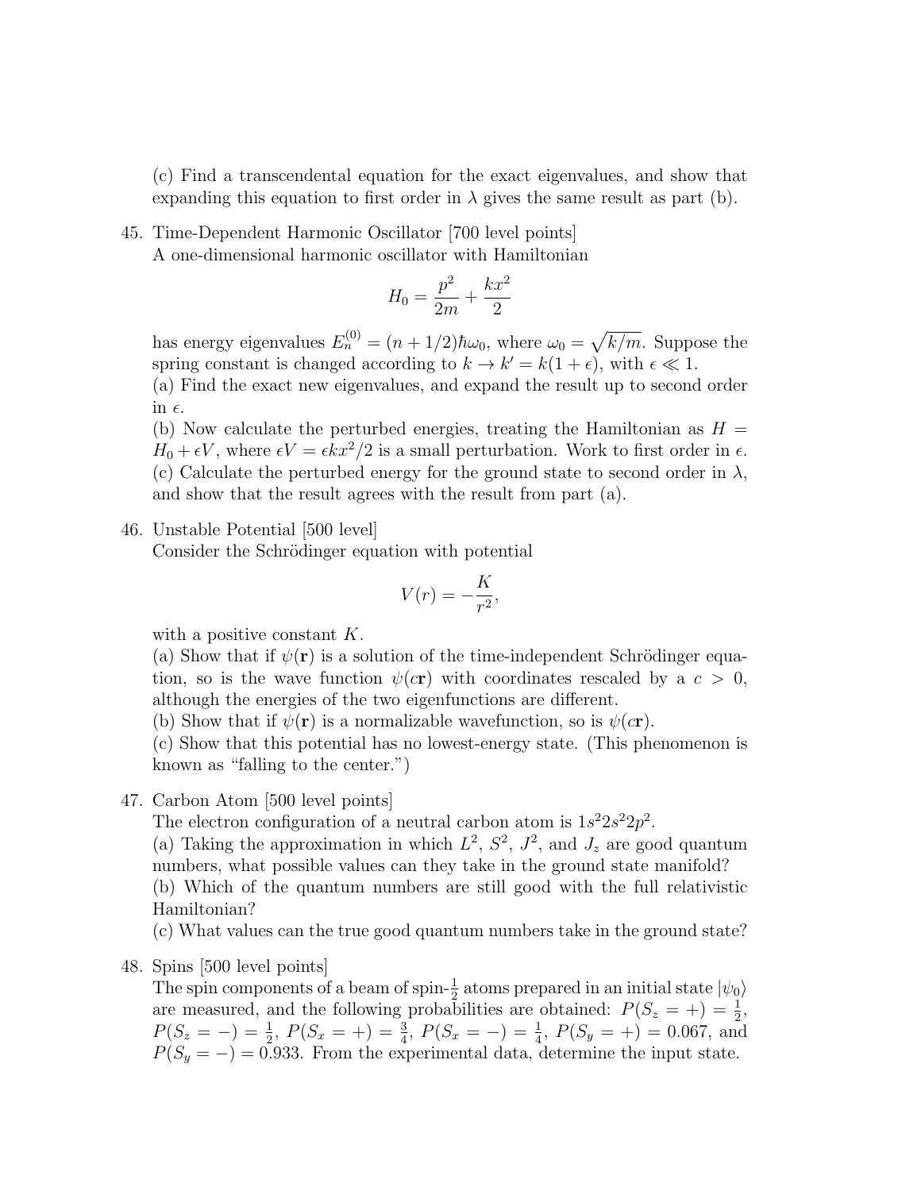(c) Find a transcendental equation for the exact eigenvalues, and show that expanding this equation to first order in $\lambda$ gives the same result as part (b).

45. Time-Dependent Harmonic Oscillator [700 level points]
A one-dimensional harmonic oscillator with Hamiltonian

$$H_0 = \frac{p^2}{2m} + \frac{kx^2}{2}$$

has energy eigenvalues $E_n^{(0)} = (n + 1/2)\hbar\omega_0$, where $\omega_0 = \sqrt{k/m}$. Suppose the spring constant is changed according to $k \to k' = k(1 + \epsilon)$, with $\epsilon \ll 1$.
(a) Find the exact new eigenvalues, and expand the result up to second order in $\epsilon$.
(b) Now calculate the perturbed energies, treating the Hamiltonian as $H = H_0 + \epsilon V$, where $\epsilon V = \epsilon k x^2/2$ is a small perturbation. Work to first order in $\epsilon$.
(c) Calculate the perturbed energy for the ground state to second order in $\lambda$, and show that the result agrees with the result from part (a).

46. Unstable Potential [500 level]
Consider the Schrödinger equation with potential

$$V(r) = -\frac{K}{r^2},$$

with a positive constant $K$.
(a) Show that if $\psi(\mathbf{r})$ is a solution of the time-independent Schrödinger equation, so is the wave function $\psi(c\mathbf{r})$ with coordinates rescaled by a $c > 0$, although the energies of the two eigenfunctions are different.
(b) Show that if $\psi(\mathbf{r})$ is a normalizable wavefunction, so is $\psi(c\mathbf{r})$.
(c) Show that this potential has no lowest-energy state. (This phenomenon is known as "falling to the center.")

47. Carbon Atom [500 level points]
The electron configuration of a neutral carbon atom is $1s^2 2s^2 2p^2$.
(a) Taking the approximation in which $L^2$, $S^2$, $J^2$, and $J_z$ are good quantum numbers, what possible values can they take in the ground state manifold?
(b) Which of the quantum numbers are still good with the full relativistic Hamiltonian?
(c) What values can the true good quantum numbers take in the ground state?

48. Spins [500 level points]
The spin components of a beam of spin-$\frac{1}{2}$ atoms prepared in an initial state $|\psi_0\rangle$ are measured, and the following probabilities are obtained: $P(S_z = +) = \frac{1}{2}$, $P(S_z = -) = \frac{1}{2}$, $P(S_x = +) = \frac{3}{4}$, $P(S_x = -) = \frac{1}{4}$, $P(S_y = +) = 0.067$, and $P(S_y = -) = 0.933$. From the experimental data, determine the input state.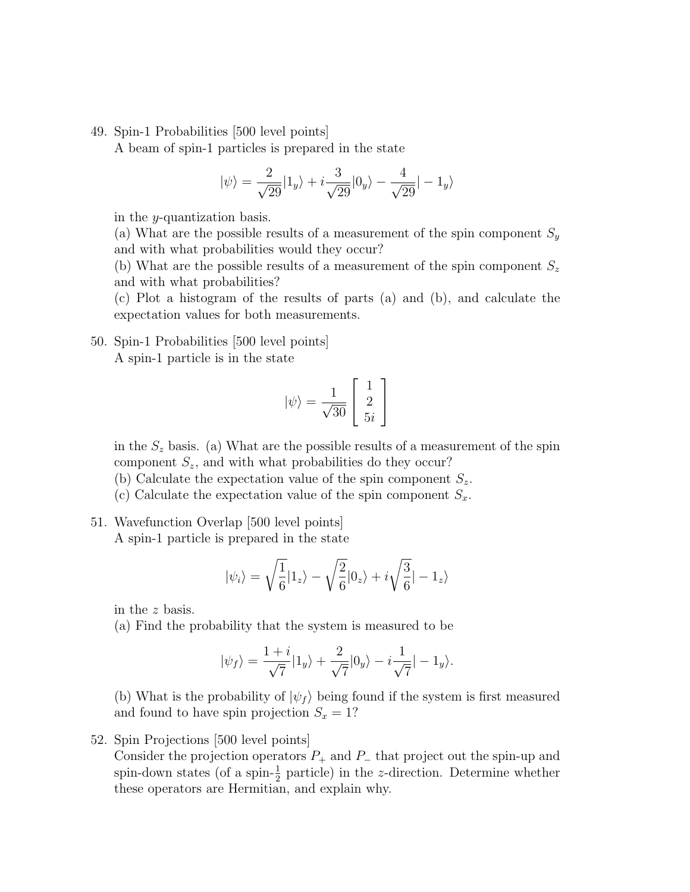49. Spin-1 Probabilities [500 level points]
A beam of spin-1 particles is prepared in the state

$$|\psi\rangle = \frac{2}{\sqrt{29}}|1_y\rangle + i\frac{3}{\sqrt{29}}|0_y\rangle - \frac{4}{\sqrt{29}}|-1_y\rangle$$

in the $y$-quantization basis.
(a) What are the possible results of a measurement of the spin component $S_y$ and with what probabilities would they occur?
(b) What are the possible results of a measurement of the spin component $S_z$ and with what probabilities?
(c) Plot a histogram of the results of parts (a) and (b), and calculate the expectation values for both measurements.

50. Spin-1 Probabilities [500 level points]
A spin-1 particle is in the state

$$|\psi\rangle = \frac{1}{\sqrt{30}}\begin{bmatrix} 1 \\ 2 \\ 5i \end{bmatrix}$$

in the $S_z$ basis. (a) What are the possible results of a measurement of the spin component $S_z$, and with what probabilities do they occur?
(b) Calculate the expectation value of the spin component $S_z$.
(c) Calculate the expectation value of the spin component $S_x$.

51. Wavefunction Overlap [500 level points]
A spin-1 particle is prepared in the state

$$|\psi_i\rangle = \sqrt{\frac{1}{6}}|1_z\rangle - \sqrt{\frac{2}{6}}|0_z\rangle + i\sqrt{\frac{3}{6}}|-1_z\rangle$$

in the $z$ basis.
(a) Find the probability that the system is measured to be

$$|\psi_f\rangle = \frac{1+i}{\sqrt{7}}|1_y\rangle + \frac{2}{\sqrt{7}}|0_y\rangle - i\frac{1}{\sqrt{7}}|-1_y\rangle.$$

(b) What is the probability of $|\psi_f\rangle$ being found if the system is first measured and found to have spin projection $S_x = 1$?

52. Spin Projections [500 level points]
Consider the projection operators $P_+$ and $P_-$ that project out the spin-up and spin-down states (of a spin-$\frac{1}{2}$ particle) in the $z$-direction. Determine whether these operators are Hermitian, and explain why.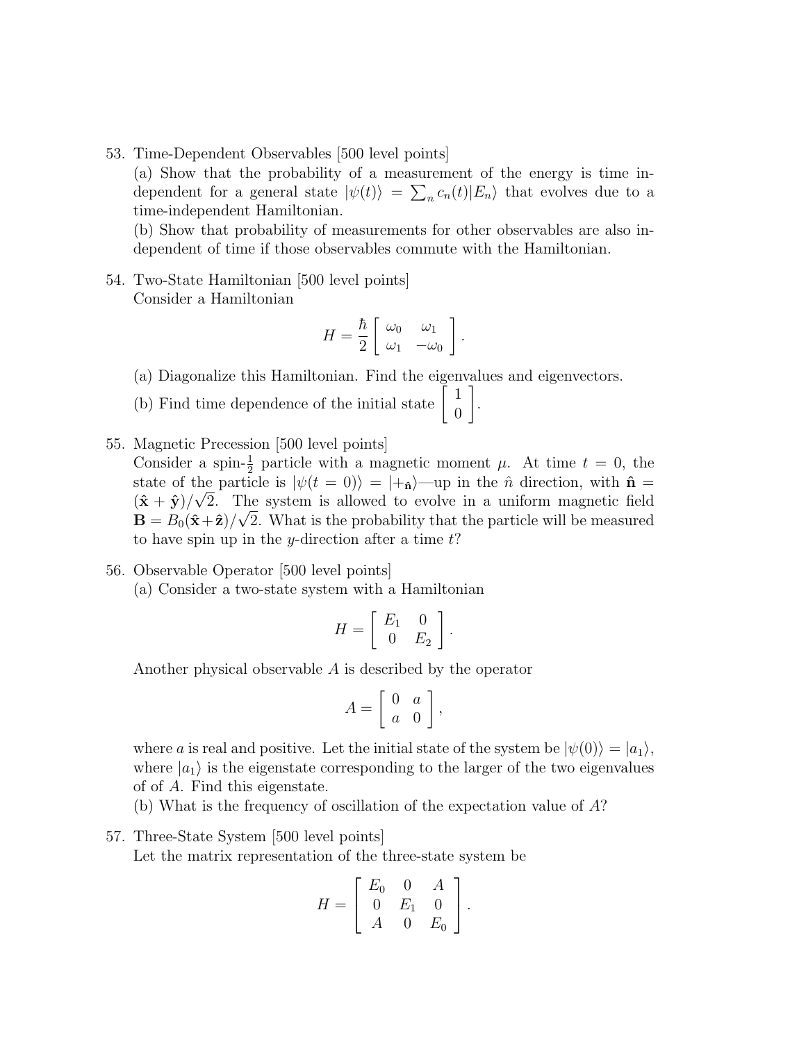53. Time-Dependent Observables [500 level points]
(a) Show that the probability of a measurement of the energy is time independent for a general state $|\psi(t)\rangle = \sum_n c_n(t)|E_n\rangle$ that evolves due to a time-independent Hamiltonian.
(b) Show that probability of measurements for other observables are also independent of time if those observables commute with the Hamiltonian.

54. Two-State Hamiltonian [500 level points]
Consider a Hamiltonian

$$H = \frac{\hbar}{2}\left[\begin{array}{cc} \omega_0 & \omega_1 \\ \omega_1 & -\omega_0 \end{array}\right].$$

(a) Diagonalize this Hamiltonian. Find the eigenvalues and eigenvectors.
(b) Find time dependence of the initial state $\left[\begin{array}{c} 1 \\ 0 \end{array}\right]$.

55. Magnetic Precession [500 level points]
Consider a spin-$\frac{1}{2}$ particle with a magnetic moment $\mu$. At time $t = 0$, the state of the particle is $|\psi(t=0)\rangle = |+_{\hat{\mathbf{n}}}\rangle$—up in the $\hat{n}$ direction, with $\hat{\mathbf{n}} = (\hat{\mathbf{x}} + \hat{\mathbf{y}})/\sqrt{2}$. The system is allowed to evolve in a uniform magnetic field $\mathbf{B} = B_0(\hat{\mathbf{x}} + \hat{\mathbf{z}})/\sqrt{2}$. What is the probability that the particle will be measured to have spin up in the $y$-direction after a time $t$?

56. Observable Operator [500 level points]
(a) Consider a two-state system with a Hamiltonian

$$H = \left[\begin{array}{cc} E_1 & 0 \\ 0 & E_2 \end{array}\right].$$

Another physical observable $A$ is described by the operator

$$A = \left[\begin{array}{cc} 0 & a \\ a & 0 \end{array}\right],$$

where $a$ is real and positive. Let the initial state of the system be $|\psi(0)\rangle = |a_1\rangle$, where $|a_1\rangle$ is the eigenstate corresponding to the larger of the two eigenvalues of of $A$. Find this eigenstate.
(b) What is the frequency of oscillation of the expectation value of $A$?

57. Three-State System [500 level points]
Let the matrix representation of the three-state system be

$$H = \left[\begin{array}{ccc} E_0 & 0 & A \\ 0 & E_1 & 0 \\ A & 0 & E_0 \end{array}\right].$$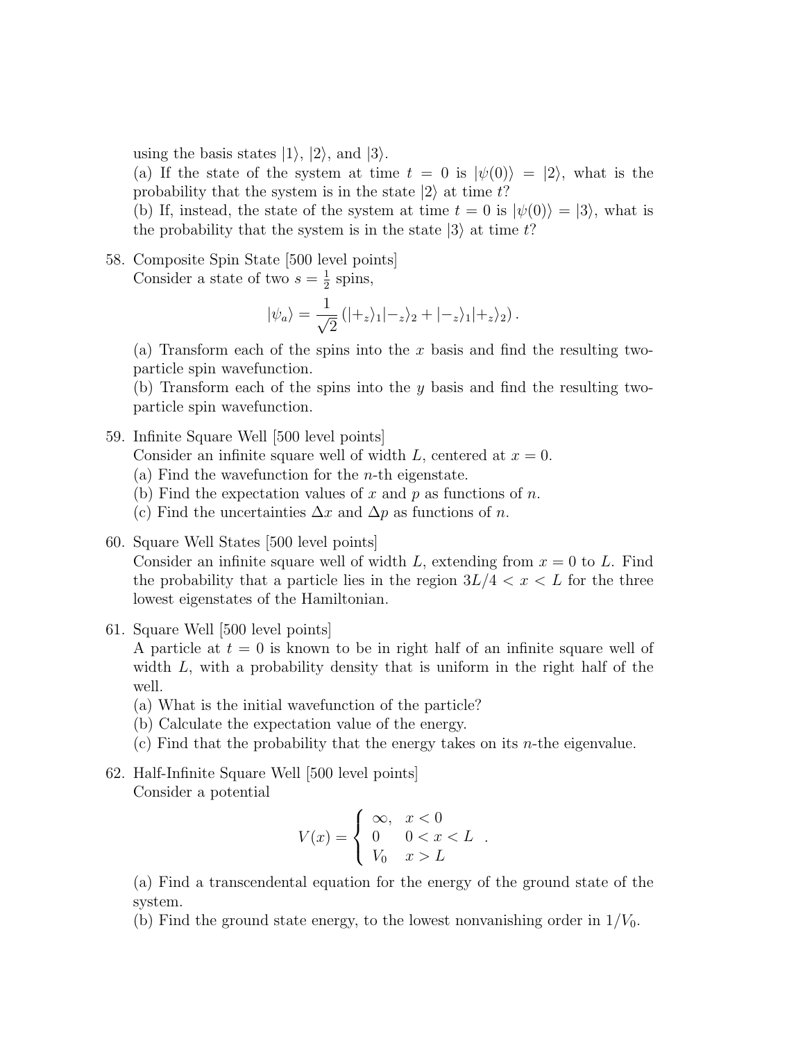using the basis states $|1\rangle$, $|2\rangle$, and $|3\rangle$.
(a) If the state of the system at time $t = 0$ is $|\psi(0)\rangle = |2\rangle$, what is the probability that the system is in the state $|2\rangle$ at time $t$?
(b) If, instead, the state of the system at time $t = 0$ is $|\psi(0)\rangle = |3\rangle$, what is the probability that the system is in the state $|3\rangle$ at time $t$?

58. Composite Spin State [500 level points]
Consider a state of two $s = \frac{1}{2}$ spins,

$$|\psi_a\rangle = \frac{1}{\sqrt{2}} \left( |+_z\rangle_1 |-_z\rangle_2 + |-_z\rangle_1 |+_z\rangle_2 \right).$$

(a) Transform each of the spins into the $x$ basis and find the resulting two-particle spin wavefunction.
(b) Transform each of the spins into the $y$ basis and find the resulting two-particle spin wavefunction.

59. Infinite Square Well [500 level points]
Consider an infinite square well of width $L$, centered at $x = 0$.
(a) Find the wavefunction for the $n$-th eigenstate.
(b) Find the expectation values of $x$ and $p$ as functions of $n$.
(c) Find the uncertainties $\Delta x$ and $\Delta p$ as functions of $n$.

60. Square Well States [500 level points]
Consider an infinite square well of width $L$, extending from $x = 0$ to $L$. Find the probability that a particle lies in the region $3L/4 < x < L$ for the three lowest eigenstates of the Hamiltonian.

61. Square Well [500 level points]
A particle at $t = 0$ is known to be in right half of an infinite square well of width $L$, with a probability density that is uniform in the right half of the well.
(a) What is the initial wavefunction of the particle?
(b) Calculate the expectation value of the energy.
(c) Find that the probability that the energy takes on its $n$-the eigenvalue.

62. Half-Infinite Square Well [500 level points]
Consider a potential

$$V(x) = \begin{cases} \infty, & x < 0 \\ 0 & 0 < x < L \\ V_0 & x > L \end{cases}.$$

(a) Find a transcendental equation for the energy of the ground state of the system.
(b) Find the ground state energy, to the lowest nonvanishing order in $1/V_0$.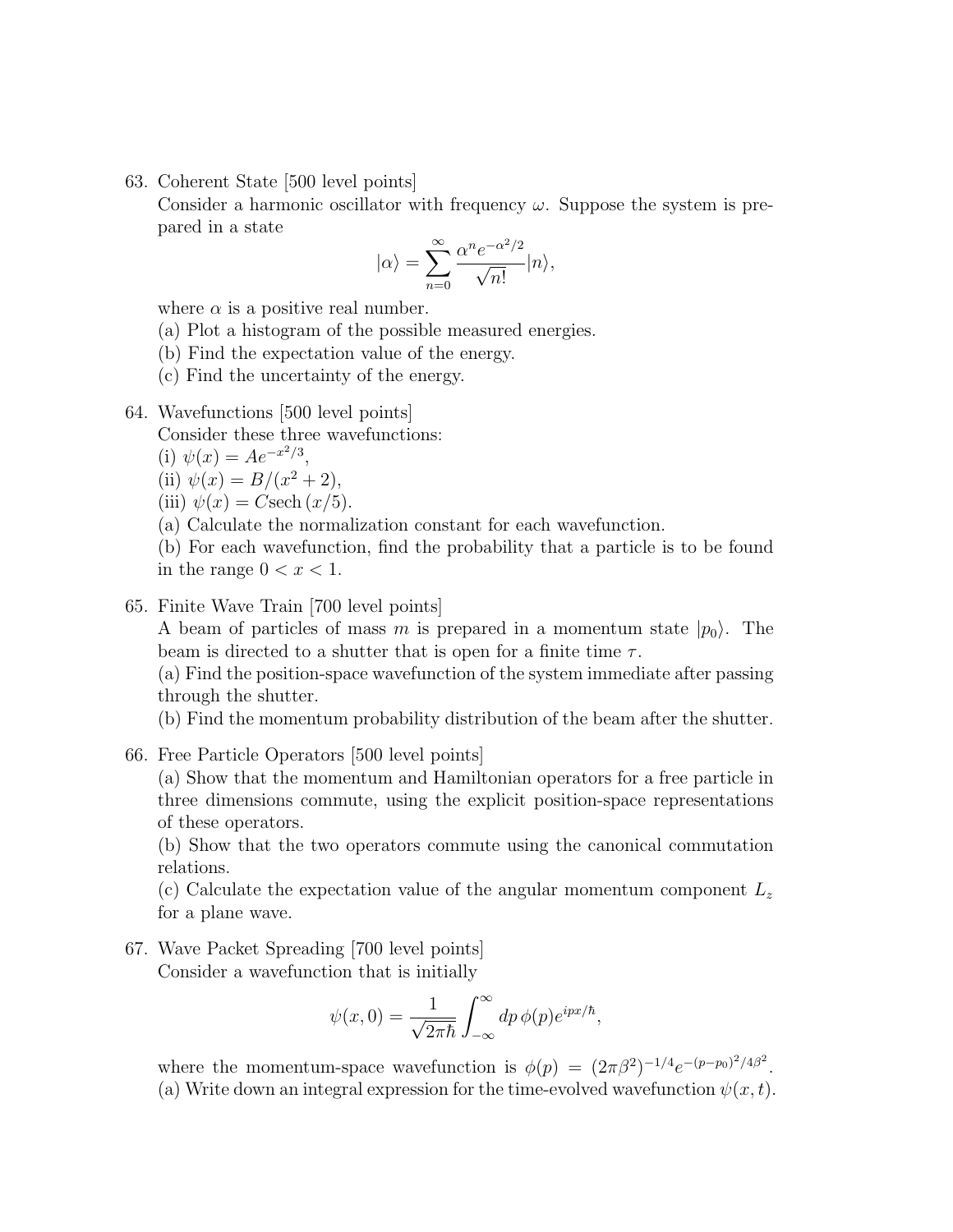63. Coherent State [500 level points]
Consider a harmonic oscillator with frequency $\omega$. Suppose the system is prepared in a state

$$|\alpha\rangle = \sum_{n=0}^{\infty} \frac{\alpha^n e^{-\alpha^2/2}}{\sqrt{n!}} |n\rangle,$$

where $\alpha$ is a positive real number.
(a) Plot a histogram of the possible measured energies.
(b) Find the expectation value of the energy.
(c) Find the uncertainty of the energy.

64. Wavefunctions [500 level points]
Consider these three wavefunctions:
(i) $\psi(x) = Ae^{-x^2/3}$,
(ii) $\psi(x) = B/(x^2 + 2)$,
(iii) $\psi(x) = C\text{sech}\,(x/5)$.
(a) Calculate the normalization constant for each wavefunction.
(b) For each wavefunction, find the probability that a particle is to be found in the range $0 < x < 1$.

65. Finite Wave Train [700 level points]
A beam of particles of mass $m$ is prepared in a momentum state $|p_0\rangle$. The beam is directed to a shutter that is open for a finite time $\tau$.
(a) Find the position-space wavefunction of the system immediate after passing through the shutter.
(b) Find the momentum probability distribution of the beam after the shutter.

66. Free Particle Operators [500 level points]
(a) Show that the momentum and Hamiltonian operators for a free particle in three dimensions commute, using the explicit position-space representations of these operators.
(b) Show that the two operators commute using the canonical commutation relations.
(c) Calculate the expectation value of the angular momentum component $L_z$ for a plane wave.

67. Wave Packet Spreading [700 level points]
Consider a wavefunction that is initially

$$\psi(x, 0) = \frac{1}{\sqrt{2\pi\hbar}} \int_{-\infty}^{\infty} dp\, \phi(p) e^{ipx/\hbar},$$

where the momentum-space wavefunction is $\phi(p) = (2\pi\beta^2)^{-1/4} e^{-(p-p_0)^2/4\beta^2}$.
(a) Write down an integral expression for the time-evolved wavefunction $\psi(x, t)$.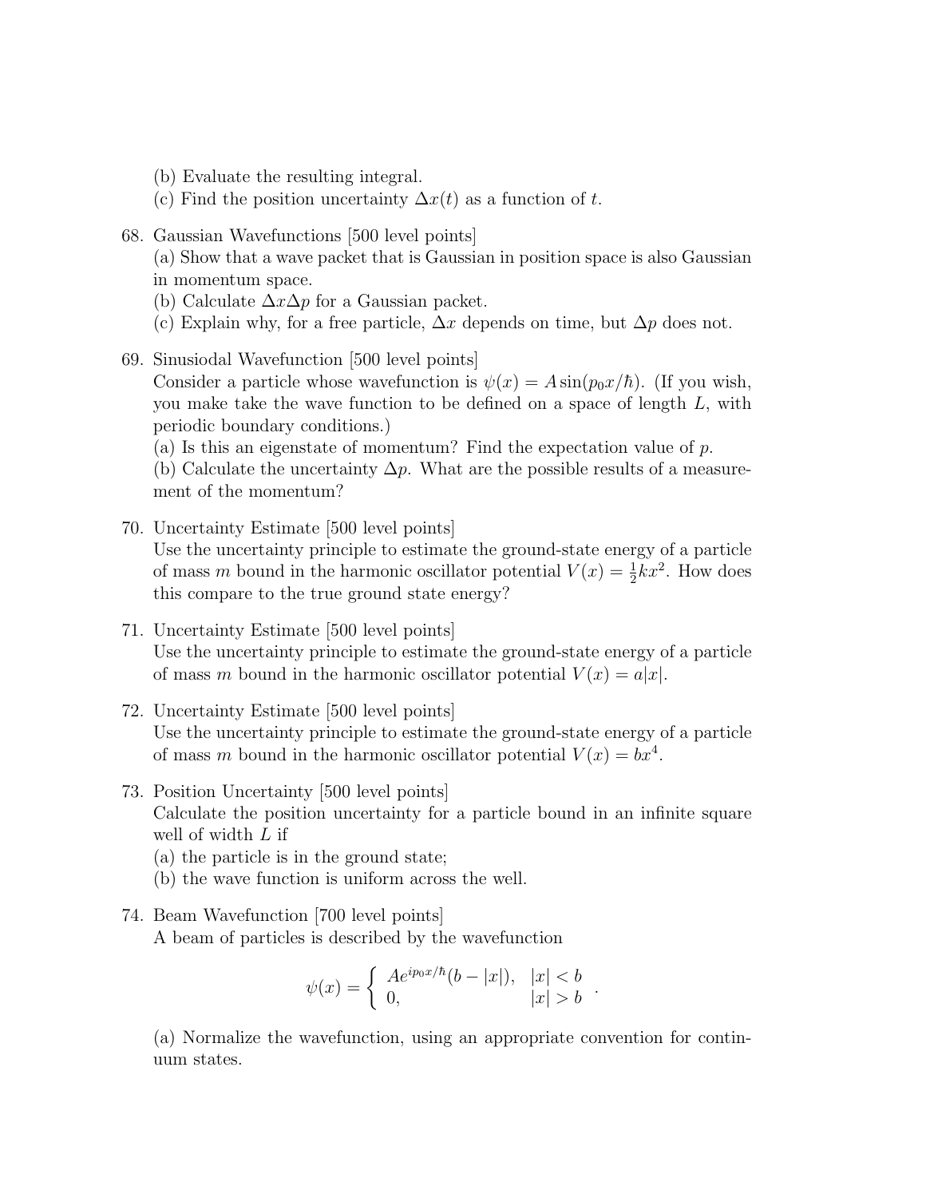(b) Evaluate the resulting integral.
(c) Find the position uncertainty $\Delta x(t)$ as a function of $t$.

68. Gaussian Wavefunctions [500 level points]
(a) Show that a wave packet that is Gaussian in position space is also Gaussian in momentum space.
(b) Calculate $\Delta x \Delta p$ for a Gaussian packet.
(c) Explain why, for a free particle, $\Delta x$ depends on time, but $\Delta p$ does not.

69. Sinusiodal Wavefunction [500 level points]
Consider a particle whose wavefunction is $\psi(x) = A \sin(p_0 x/\hbar)$. (If you wish, you make take the wave function to be defined on a space of length $L$, with periodic boundary conditions.)
(a) Is this an eigenstate of momentum? Find the expectation value of $p$.
(b) Calculate the uncertainty $\Delta p$. What are the possible results of a measurement of the momentum?

70. Uncertainty Estimate [500 level points]
Use the uncertainty principle to estimate the ground-state energy of a particle of mass $m$ bound in the harmonic oscillator potential $V(x) = \frac{1}{2}kx^2$. How does this compare to the true ground state energy?

71. Uncertainty Estimate [500 level points]
Use the uncertainty principle to estimate the ground-state energy of a particle of mass $m$ bound in the harmonic oscillator potential $V(x) = a|x|$.

72. Uncertainty Estimate [500 level points]
Use the uncertainty principle to estimate the ground-state energy of a particle of mass $m$ bound in the harmonic oscillator potential $V(x) = bx^4$.

73. Position Uncertainty [500 level points]
Calculate the position uncertainty for a particle bound in an infinite square well of width $L$ if
(a) the particle is in the ground state;
(b) the wave function is uniform across the well.

74. Beam Wavefunction [700 level points]
A beam of particles is described by the wavefunction

$$\psi(x) = \begin{cases} Ae^{ip_0 x/\hbar}(b - |x|), & |x| < b \\ 0, & |x| > b \end{cases}.$$

(a) Normalize the wavefunction, using an appropriate convention for continuum states.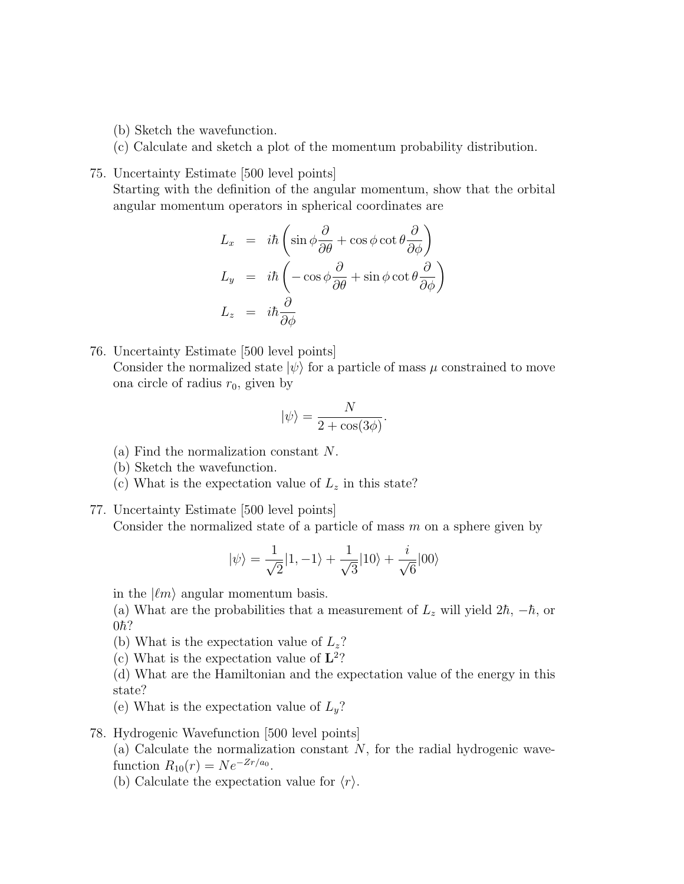(b) Sketch the wavefunction.
(c) Calculate and sketch a plot of the momentum probability distribution.

75. Uncertainty Estimate [500 level points]
Starting with the definition of the angular momentum, show that the orbital angular momentum operators in spherical coordinates are

$$
\begin{aligned}
L_x &= i\hbar \left( \sin\phi \frac{\partial}{\partial\theta} + \cos\phi \cot\theta \frac{\partial}{\partial\phi} \right) \\
L_y &= i\hbar \left( -\cos\phi \frac{\partial}{\partial\theta} + \sin\phi \cot\theta \frac{\partial}{\partial\phi} \right) \\
L_z &= i\hbar \frac{\partial}{\partial\phi}
\end{aligned}
$$

76. Uncertainty Estimate [500 level points]
Consider the normalized state $|\psi\rangle$ for a particle of mass $\mu$ constrained to move ona circle of radius $r_0$, given by

$$|\psi\rangle = \frac{N}{2 + \cos(3\phi)}.$$

(a) Find the normalization constant $N$.
(b) Sketch the wavefunction.
(c) What is the expectation value of $L_z$ in this state?

77. Uncertainty Estimate [500 level points]
Consider the normalized state of a particle of mass $m$ on a sphere given by

$$|\psi\rangle = \frac{1}{\sqrt{2}}|1,-1\rangle + \frac{1}{\sqrt{3}}|10\rangle + \frac{i}{\sqrt{6}}|00\rangle$$

in the $|\ell m\rangle$ angular momentum basis.
(a) What are the probabilities that a measurement of $L_z$ will yield $2\hbar$, $-\hbar$, or $0\hbar$?
(b) What is the expectation value of $L_z$?
(c) What is the expectation value of $\mathbf{L}^2$?
(d) What are the Hamiltonian and the expectation value of the energy in this state?
(e) What is the expectation value of $L_y$?

78. Hydrogenic Wavefunction [500 level points]
(a) Calculate the normalization constant $N$, for the radial hydrogenic wavefunction $R_{10}(r) = Ne^{-Zr/a_0}$.
(b) Calculate the expectation value for $\langle r\rangle$.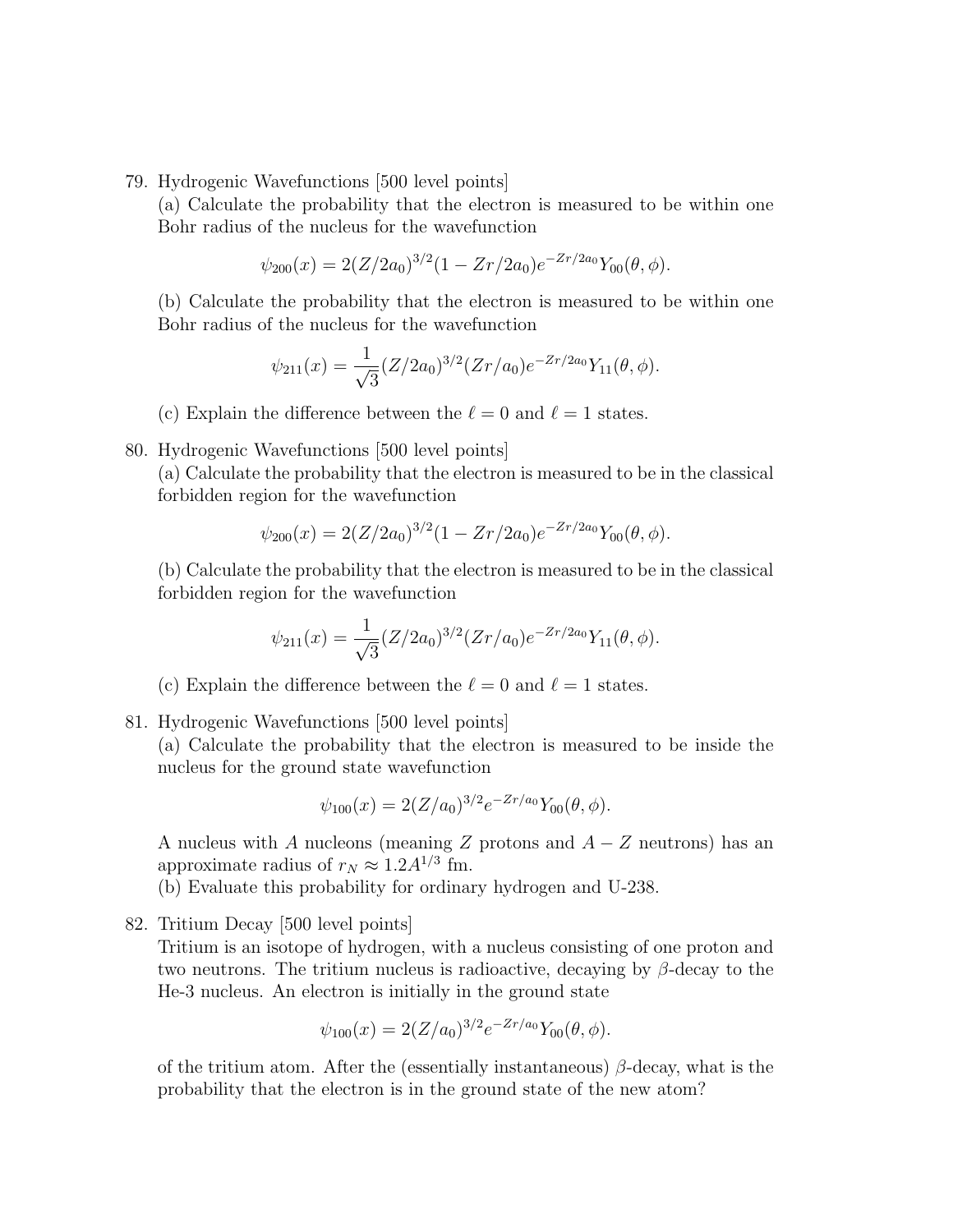79. Hydrogenic Wavefunctions [500 level points]
(a) Calculate the probability that the electron is measured to be within one Bohr radius of the nucleus for the wavefunction

$$\psi_{200}(x) = 2(Z/2a_0)^{3/2}(1 - Zr/2a_0)e^{-Zr/2a_0}Y_{00}(\theta, \phi).$$

(b) Calculate the probability that the electron is measured to be within one Bohr radius of the nucleus for the wavefunction

$$\psi_{211}(x) = \frac{1}{\sqrt{3}}(Z/2a_0)^{3/2}(Zr/a_0)e^{-Zr/2a_0}Y_{11}(\theta, \phi).$$

(c) Explain the difference between the $\ell = 0$ and $\ell = 1$ states.

80. Hydrogenic Wavefunctions [500 level points]
(a) Calculate the probability that the electron is measured to be in the classical forbidden region for the wavefunction

$$\psi_{200}(x) = 2(Z/2a_0)^{3/2}(1 - Zr/2a_0)e^{-Zr/2a_0}Y_{00}(\theta, \phi).$$

(b) Calculate the probability that the electron is measured to be in the classical forbidden region for the wavefunction

$$\psi_{211}(x) = \frac{1}{\sqrt{3}}(Z/2a_0)^{3/2}(Zr/a_0)e^{-Zr/2a_0}Y_{11}(\theta, \phi).$$

(c) Explain the difference between the $\ell = 0$ and $\ell = 1$ states.

81. Hydrogenic Wavefunctions [500 level points]
(a) Calculate the probability that the electron is measured to be inside the nucleus for the ground state wavefunction

$$\psi_{100}(x) = 2(Z/a_0)^{3/2}e^{-Zr/a_0}Y_{00}(\theta, \phi).$$

A nucleus with $A$ nucleons (meaning $Z$ protons and $A - Z$ neutrons) has an approximate radius of $r_N \approx 1.2A^{1/3}$ fm.
(b) Evaluate this probability for ordinary hydrogen and U-238.

82. Tritium Decay [500 level points]
Tritium is an isotope of hydrogen, with a nucleus consisting of one proton and two neutrons. The tritium nucleus is radioactive, decaying by $\beta$-decay to the He-3 nucleus. An electron is initially in the ground state

$$\psi_{100}(x) = 2(Z/a_0)^{3/2}e^{-Zr/a_0}Y_{00}(\theta, \phi).$$

of the tritium atom. After the (essentially instantaneous) $\beta$-decay, what is the probability that the electron is in the ground state of the new atom?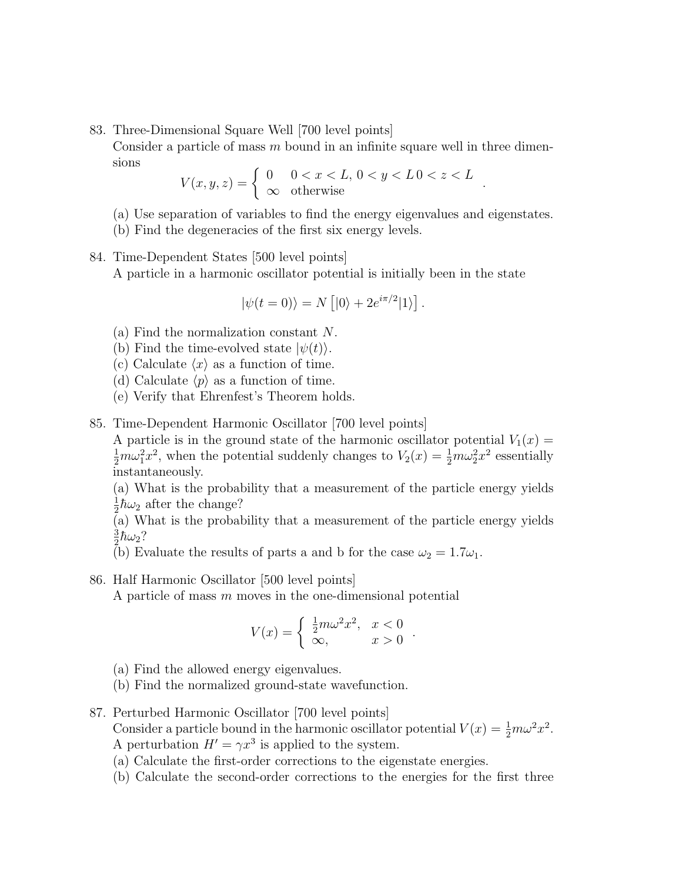83. Three-Dimensional Square Well [700 level points]
Consider a particle of mass $m$ bound in an infinite square well in three dimensions

$$V(x,y,z) = \begin{cases} 0 & 0 < x < L,\, 0 < y < L\, 0 < z < L \\ \infty & \text{otherwise} \end{cases}.$$

(a) Use separation of variables to find the energy eigenvalues and eigenstates.
(b) Find the degeneracies of the first six energy levels.

84. Time-Dependent States [500 level points]
A particle in a harmonic oscillator potential is initially been in the state

$$|\psi(t=0)\rangle = N\left[|0\rangle + 2e^{i\pi/2}|1\rangle\right].$$

(a) Find the normalization constant $N$.
(b) Find the time-evolved state $|\psi(t)\rangle$.
(c) Calculate $\langle x \rangle$ as a function of time.
(d) Calculate $\langle p \rangle$ as a function of time.
(e) Verify that Ehrenfest's Theorem holds.

85. Time-Dependent Harmonic Oscillator [700 level points]
A particle is in the ground state of the harmonic oscillator potential $V_1(x) = \frac{1}{2}m\omega_1^2 x^2$, when the potential suddenly changes to $V_2(x) = \frac{1}{2}m\omega_2^2 x^2$ essentially instantaneously.
(a) What is the probability that a measurement of the particle energy yields $\frac{1}{2}\hbar\omega_2$ after the change?
(a) What is the probability that a measurement of the particle energy yields $\frac{3}{2}\hbar\omega_2$?
(b) Evaluate the results of parts a and b for the case $\omega_2 = 1.7\omega_1$.

86. Half Harmonic Oscillator [500 level points]
A particle of mass $m$ moves in the one-dimensional potential

$$V(x) = \begin{cases} \frac{1}{2}m\omega^2 x^2, & x < 0 \\ \infty, & x > 0 \end{cases}.$$

(a) Find the allowed energy eigenvalues.
(b) Find the normalized ground-state wavefunction.

87. Perturbed Harmonic Oscillator [700 level points]
Consider a particle bound in the harmonic oscillator potential $V(x) = \frac{1}{2}m\omega^2 x^2$. A perturbation $H' = \gamma x^3$ is applied to the system.
(a) Calculate the first-order corrections to the eigenstate energies.
(b) Calculate the second-order corrections to the energies for the first three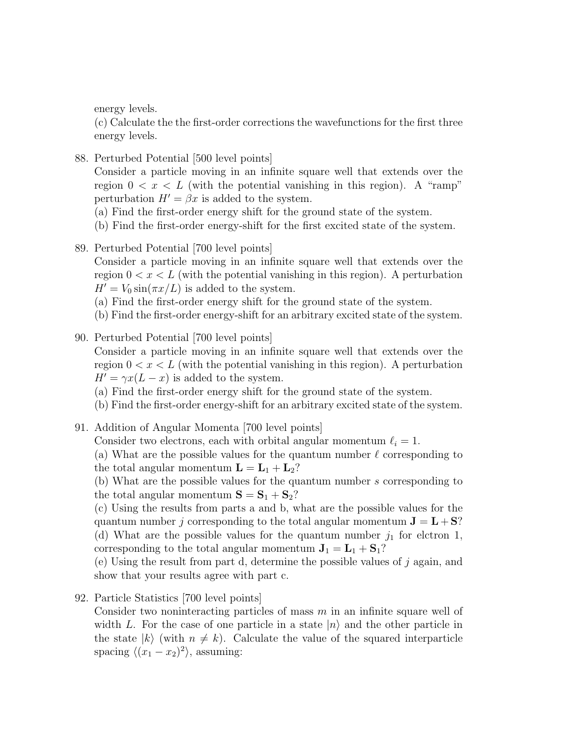energy levels.

(c) Calculate the the first-order corrections the wavefunctions for the first three energy levels.

88. Perturbed Potential [500 level points]

Consider a particle moving in an infinite square well that extends over the region $0 < x < L$ (with the potential vanishing in this region). A "ramp" perturbation $H' = \beta x$ is added to the system.

(a) Find the first-order energy shift for the ground state of the system.

(b) Find the first-order energy-shift for the first excited state of the system.

89. Perturbed Potential [700 level points]

Consider a particle moving in an infinite square well that extends over the region $0 < x < L$ (with the potential vanishing in this region). A perturbation $H' = V_0 \sin(\pi x/L)$ is added to the system.

(a) Find the first-order energy shift for the ground state of the system.

(b) Find the first-order energy-shift for an arbitrary excited state of the system.

90. Perturbed Potential [700 level points]

Consider a particle moving in an infinite square well that extends over the region $0 < x < L$ (with the potential vanishing in this region). A perturbation $H' = \gamma x(L - x)$ is added to the system.

(a) Find the first-order energy shift for the ground state of the system.

(b) Find the first-order energy-shift for an arbitrary excited state of the system.

91. Addition of Angular Momenta [700 level points]

Consider two electrons, each with orbital angular momentum $\ell_i = 1$.

(a) What are the possible values for the quantum number $\ell$ corresponding to the total angular momentum $\mathbf{L} = \mathbf{L}_1 + \mathbf{L}_2$?

(b) What are the possible values for the quantum number $s$ corresponding to the total angular momentum $\mathbf{S} = \mathbf{S}_1 + \mathbf{S}_2$?

(c) Using the results from parts a and b, what are the possible values for the quantum number $j$ corresponding to the total angular momentum $\mathbf{J} = \mathbf{L} + \mathbf{S}$?

(d) What are the possible values for the quantum number $j_1$ for elctron 1, corresponding to the total angular momentum $\mathbf{J}_1 = \mathbf{L}_1 + \mathbf{S}_1$?

(e) Using the result from part d, determine the possible values of $j$ again, and show that your results agree with part c.

92. Particle Statistics [700 level points]

Consider two noninteracting particles of mass $m$ in an infinite square well of width $L$. For the case of one particle in a state $|n\rangle$ and the other particle in the state $|k\rangle$ (with $n \neq k$). Calculate the value of the squared interparticle spacing $\langle (x_1 - x_2)^2 \rangle$, assuming: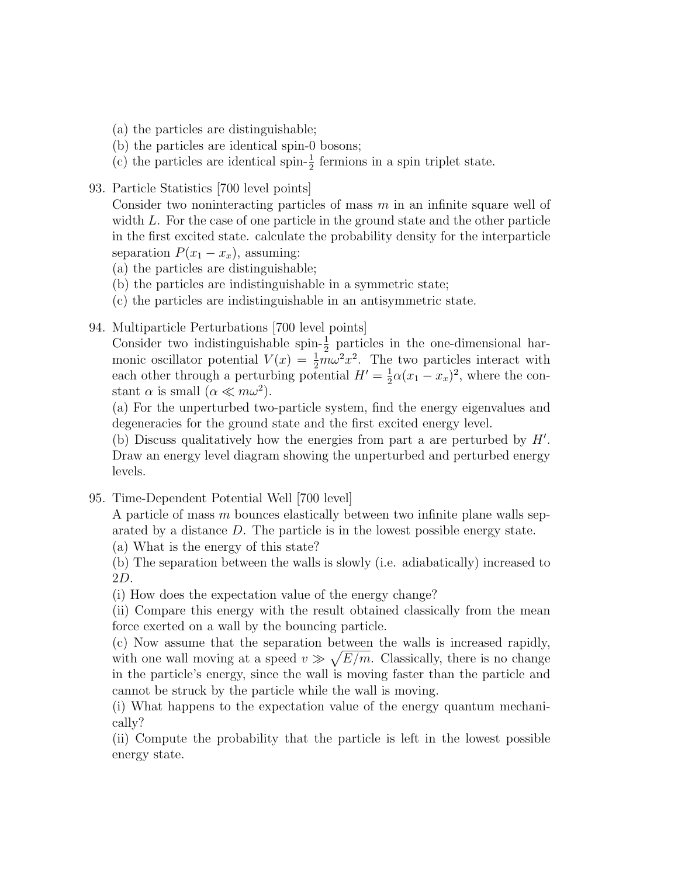(a) the particles are distinguishable;  
(b) the particles are identical spin-0 bosons;  
(c) the particles are identical spin-$\frac{1}{2}$ fermions in a spin triplet state.

93. Particle Statistics [700 level points]  
Consider two noninteracting particles of mass $m$ in an infinite square well of width $L$. For the case of one particle in the ground state and the other particle in the first excited state. calculate the probability density for the interparticle separation $P(x_1 - x_x)$, assuming:  
(a) the particles are distinguishable;  
(b) the particles are indistinguishable in a symmetric state;  
(c) the particles are indistinguishable in an antisymmetric state.

94. Multiparticle Perturbations [700 level points]  
Consider two indistinguishable spin-$\frac{1}{2}$ particles in the one-dimensional harmonic oscillator potential $V(x) = \frac{1}{2}m\omega^2 x^2$. The two particles interact with each other through a perturbing potential $H' = \frac{1}{2}\alpha(x_1 - x_x)^2$, where the constant $\alpha$ is small ($\alpha \ll m\omega^2$).  
(a) For the unperturbed two-particle system, find the energy eigenvalues and degeneracies for the ground state and the first excited energy level.  
(b) Discuss qualitatively how the energies from part a are perturbed by $H'$. Draw an energy level diagram showing the unperturbed and perturbed energy levels.

95. Time-Dependent Potential Well [700 level]  
A particle of mass $m$ bounces elastically between two infinite plane walls separated by a distance $D$. The particle is in the lowest possible energy state.  
(a) What is the energy of this state?  
(b) The separation between the walls is slowly (i.e. adiabatically) increased to $2D$.  
(i) How does the expectation value of the energy change?  
(ii) Compare this energy with the result obtained classically from the mean force exerted on a wall by the bouncing particle.  
(c) Now assume that the separation between the walls is increased rapidly, with one wall moving at a speed $v \gg \sqrt{E/m}$. Classically, there is no change in the particle's energy, since the wall is moving faster than the particle and cannot be struck by the particle while the wall is moving.  
(i) What happens to the expectation value of the energy quantum mechanically?  
(ii) Compute the probability that the particle is left in the lowest possible energy state.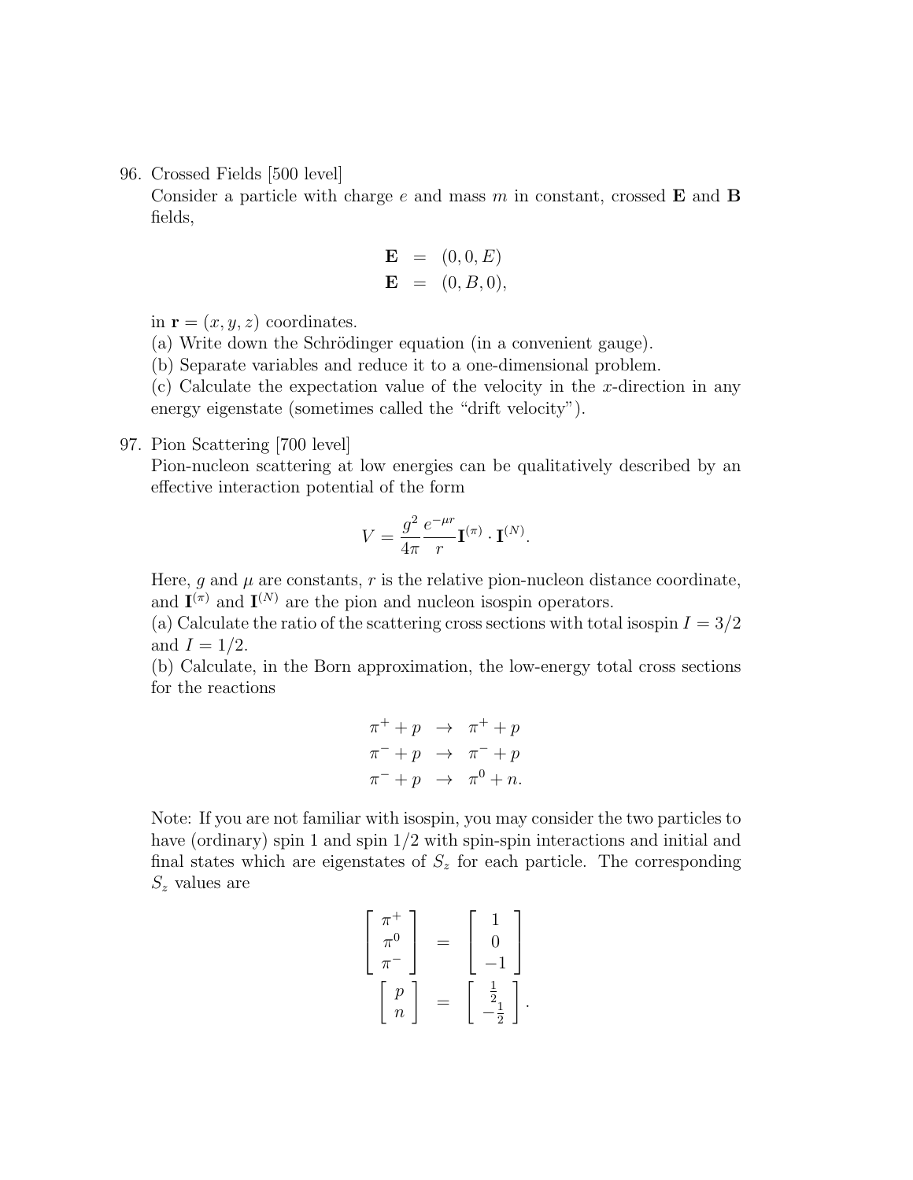96. Crossed Fields [500 level]
Consider a particle with charge $e$ and mass $m$ in constant, crossed $\mathbf{E}$ and $\mathbf{B}$ fields,

$$
\begin{aligned}
\mathbf{E} &= (0, 0, E) \\
\mathbf{E} &= (0, B, 0),
\end{aligned}
$$

in $\mathbf{r} = (x, y, z)$ coordinates.
(a) Write down the Schrödinger equation (in a convenient gauge).
(b) Separate variables and reduce it to a one-dimensional problem.
(c) Calculate the expectation value of the velocity in the $x$-direction in any energy eigenstate (sometimes called the "drift velocity").

97. Pion Scattering [700 level]
Pion-nucleon scattering at low energies can be qualitatively described by an effective interaction potential of the form

$$
V = \frac{g^2}{4\pi} \frac{e^{-\mu r}}{r} \mathbf{I}^{(\pi)} \cdot \mathbf{I}^{(N)}.
$$

Here, $g$ and $\mu$ are constants, $r$ is the relative pion-nucleon distance coordinate, and $\mathbf{I}^{(\pi)}$ and $\mathbf{I}^{(N)}$ are the pion and nucleon isospin operators.
(a) Calculate the ratio of the scattering cross sections with total isospin $I = 3/2$ and $I = 1/2$.
(b) Calculate, in the Born approximation, the low-energy total cross sections for the reactions

$$
\begin{aligned}
\pi^+ + p &\rightarrow \pi^+ + p \\
\pi^- + p &\rightarrow \pi^- + p \\
\pi^- + p &\rightarrow \pi^0 + n.
\end{aligned}
$$

Note: If you are not familiar with isospin, you may consider the two particles to have (ordinary) spin 1 and spin 1/2 with spin-spin interactions and initial and final states which are eigenstates of $S_z$ for each particle. The corresponding $S_z$ values are

$$
\begin{bmatrix} \pi^+ \\ \pi^0 \\ \pi^- \end{bmatrix} = \begin{bmatrix} 1 \\ 0 \\ -1 \end{bmatrix}
$$

$$
\begin{bmatrix} p \\ n \end{bmatrix} = \begin{bmatrix} \frac{1}{2} \\ -\frac{1}{2} \end{bmatrix}.
$$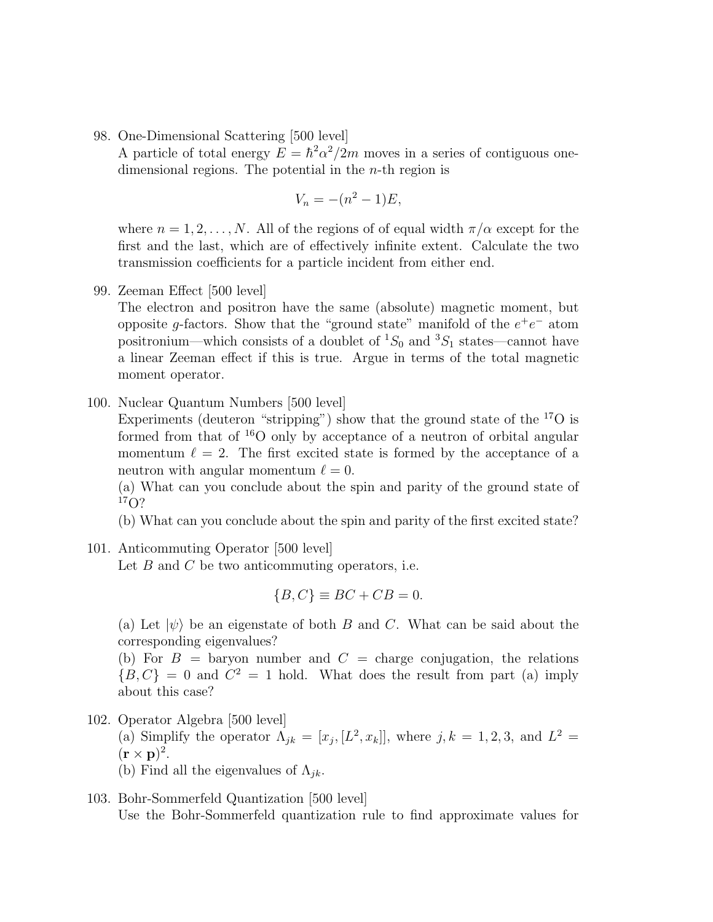98. One-Dimensional Scattering [500 level]
A particle of total energy $E = \hbar^2\alpha^2/2m$ moves in a series of contiguous one-dimensional regions. The potential in the $n$-th region is

$$V_n = -(n^2 - 1)E,$$

where $n = 1, 2, \ldots, N$. All of the regions of of equal width $\pi/\alpha$ except for the first and the last, which are of effectively infinite extent. Calculate the two transmission coefficients for a particle incident from either end.

99. Zeeman Effect [500 level]
The electron and positron have the same (absolute) magnetic moment, but opposite $g$-factors. Show that the "ground state" manifold of the $e^+e^-$ atom positronium—which consists of a doublet of $^1S_0$ and $^3S_1$ states—cannot have a linear Zeeman effect if this is true. Argue in terms of the total magnetic moment operator.

100. Nuclear Quantum Numbers [500 level]
Experiments (deuteron "stripping") show that the ground state of the $^{17}$O is formed from that of $^{16}$O only by acceptance of a neutron of orbital angular momentum $\ell = 2$. The first excited state is formed by the acceptance of a neutron with angular momentum $\ell = 0$.
(a) What can you conclude about the spin and parity of the ground state of $^{17}$O?
(b) What can you conclude about the spin and parity of the first excited state?

101. Anticommuting Operator [500 level]
Let $B$ and $C$ be two anticommuting operators, i.e.

$$\{B, C\} \equiv BC + CB = 0.$$

(a) Let $|\psi\rangle$ be an eigenstate of both $B$ and $C$. What can be said about the corresponding eigenvalues?
(b) For $B$ = baryon number and $C$ = charge conjugation, the relations $\{B, C\} = 0$ and $C^2 = 1$ hold. What does the result from part (a) imply about this case?

102. Operator Algebra [500 level]
(a) Simplify the operator $\Lambda_{jk} = [x_j, [L^2, x_k]]$, where $j, k = 1, 2, 3$, and $L^2 = (\mathbf{r} \times \mathbf{p})^2$.
(b) Find all the eigenvalues of $\Lambda_{jk}$.

103. Bohr-Sommerfeld Quantization [500 level]
Use the Bohr-Sommerfeld quantization rule to find approximate values for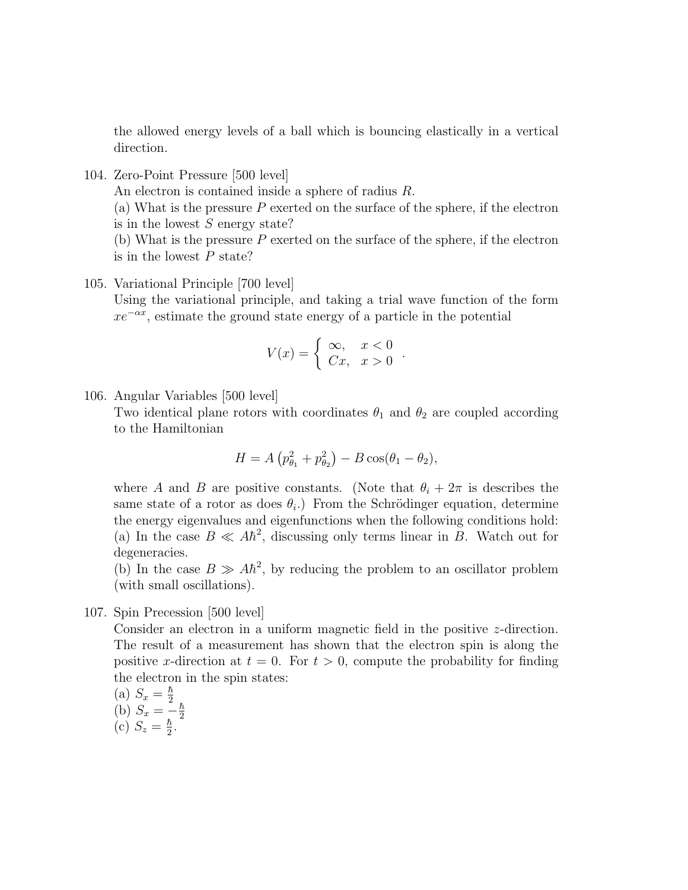the allowed energy levels of a ball which is bouncing elastically in a vertical direction.

104. Zero-Point Pressure [500 level]
An electron is contained inside a sphere of radius $R$.
(a) What is the pressure $P$ exerted on the surface of the sphere, if the electron is in the lowest $S$ energy state?
(b) What is the pressure $P$ exerted on the surface of the sphere, if the electron is in the lowest $P$ state?

105. Variational Principle [700 level]
Using the variational principle, and taking a trial wave function of the form $xe^{-\alpha x}$, estimate the ground state energy of a particle in the potential

$$V(x) = \left\{ \begin{array}{ll} \infty, & x < 0 \\ Cx, & x > 0 \end{array} \right. .$$

106. Angular Variables [500 level]
Two identical plane rotors with coordinates $\theta_1$ and $\theta_2$ are coupled according to the Hamiltonian

$$H = A\left(p_{\theta_1}^2 + p_{\theta_2}^2\right) - B\cos(\theta_1 - \theta_2),$$

where $A$ and $B$ are positive constants. (Note that $\theta_i + 2\pi$ is describes the same state of a rotor as does $\theta_i$.) From the Schrödinger equation, determine the energy eigenvalues and eigenfunctions when the following conditions hold:
(a) In the case $B \ll A\hbar^2$, discussing only terms linear in $B$. Watch out for degeneracies.
(b) In the case $B \gg A\hbar^2$, by reducing the problem to an oscillator problem (with small oscillations).

107. Spin Precession [500 level]
Consider an electron in a uniform magnetic field in the positive $z$-direction. The result of a measurement has shown that the electron spin is along the positive $x$-direction at $t = 0$. For $t > 0$, compute the probability for finding the electron in the spin states:
(a) $S_x = \frac{\hbar}{2}$
(b) $S_x = -\frac{\hbar}{2}$
(c) $S_z = \frac{\hbar}{2}$.